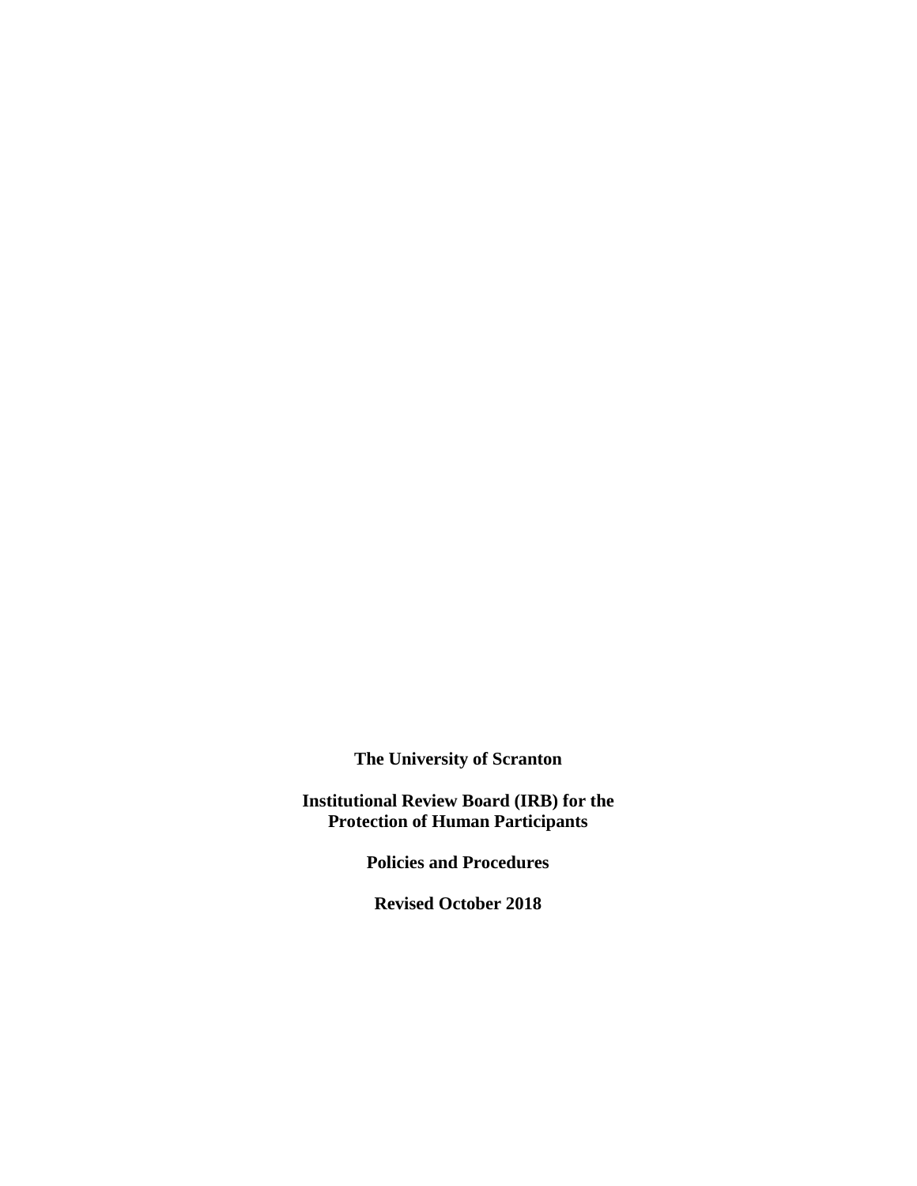**The University of Scranton**

**Institutional Review Board (IRB) for the Protection of Human Participants**

**Policies and Procedures**

**Revised October 2018**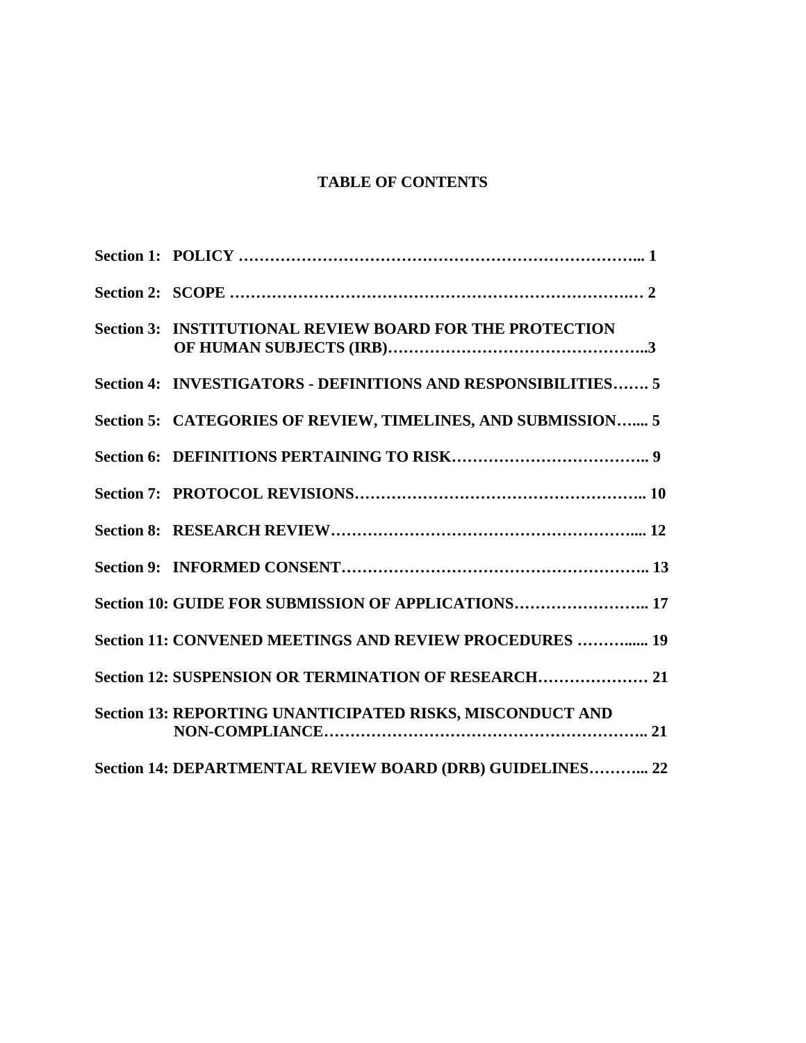# TABLE OF CONTENTS

**Section 1: POLICY ………………………………………………………………….. 1**

**Section 2: SCOPE ……………………………………………………………….… 2**

**Section 3: INSTITUTIONAL REVIEW BOARD FOR THE PROTECTION OF HUMAN SUBJECTS (IRB)…………………………………………..3**

**Section 4: INVESTIGATORS - DEFINITIONS AND RESPONSIBILITIES……. 5**

**Section 5: CATEGORIES OF REVIEW, TIMELINES, AND SUBMISSION…... 5**

**Section 6: DEFINITIONS PERTAINING TO RISK……………………………….. 9**

**Section 7: PROTOCOL REVISIONS…………………………………………….. 10**

**Section 8: RESEARCH REVIEW…………………………………………….…... 12**

**Section 9: INFORMED CONSENT……………………………………………….. 13**

**Section 10: GUIDE FOR SUBMISSION OF APPLICATIONS…………………….. 17**

**Section 11: CONVENED MEETINGS AND REVIEW PROCEDURES ……….…. 19**

**Section 12: SUSPENSION OR TERMINATION OF RESEARCH………………… 21**

**Section 13: REPORTING UNANTICIPATED RISKS, MISCONDUCT AND NON-COMPLIANCE…………………………………………………….. 21**

**Section 14: DEPARTMENTAL REVIEW BOARD (DRB) GUIDELINES………... 22**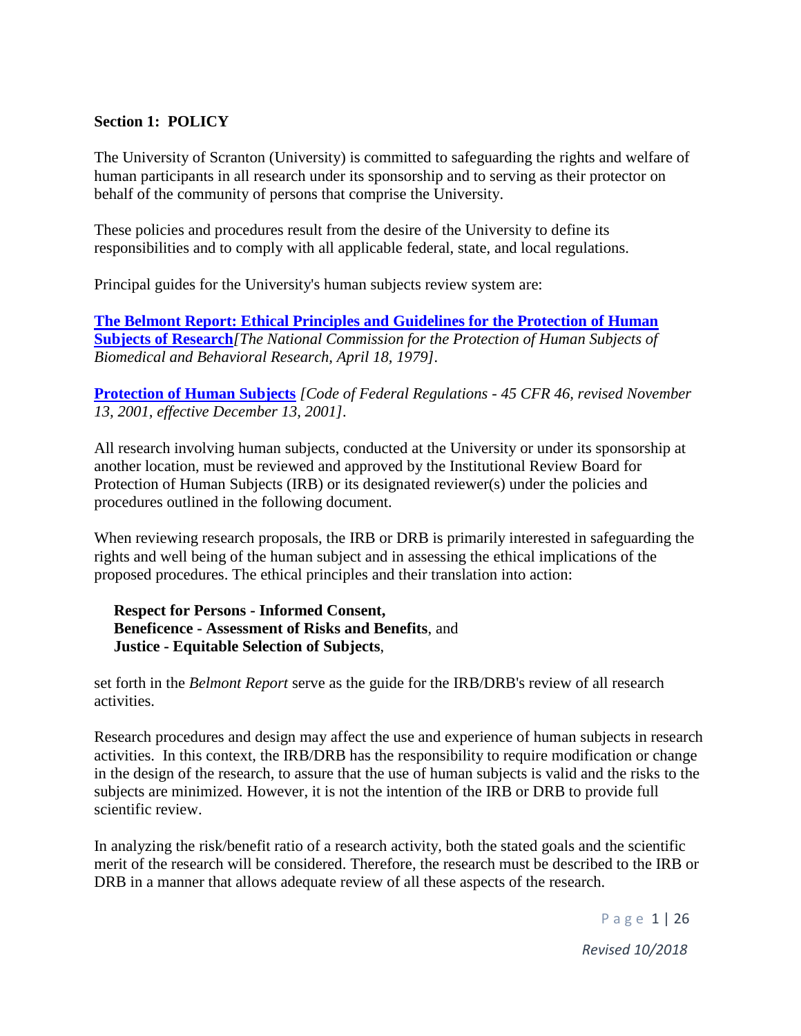## Section 1: POLICY

The University of Scranton (University) is committed to safeguarding the rights and welfare of human participants in all research under its sponsorship and to serving as their protector on behalf of the community of persons that comprise the University.

These policies and procedures result from the desire of the University to define its responsibilities and to comply with all applicable federal, state, and local regulations.

Principal guides for the University's human subjects review system are:

**The Belmont Report: Ethical Principles and Guidelines for the Protection of Human Subjects of Research** *[The National Commission for the Protection of Human Subjects of Biomedical and Behavioral Research, April 18, 1979].*

**Protection of Human Subjects** *[Code of Federal Regulations - 45 CFR 46, revised November 13, 2001, effective December 13, 2001].*

All research involving human subjects, conducted at the University or under its sponsorship at another location, must be reviewed and approved by the Institutional Review Board for Protection of Human Subjects (IRB) or its designated reviewer(s) under the policies and procedures outlined in the following document.

When reviewing research proposals, the IRB or DRB is primarily interested in safeguarding the rights and well being of the human subject and in assessing the ethical implications of the proposed procedures. The ethical principles and their translation into action:

**Respect for Persons - Informed Consent,**
**Beneficence - Assessment of Risks and Benefits**, and
**Justice - Equitable Selection of Subjects**,

set forth in the *Belmont Report* serve as the guide for the IRB/DRB's review of all research activities.

Research procedures and design may affect the use and experience of human subjects in research activities. In this context, the IRB/DRB has the responsibility to require modification or change in the design of the research, to assure that the use of human subjects is valid and the risks to the subjects are minimized. However, it is not the intention of the IRB or DRB to provide full scientific review.

In analyzing the risk/benefit ratio of a research activity, both the stated goals and the scientific merit of the research will be considered. Therefore, the research must be described to the IRB or DRB in a manner that allows adequate review of all these aspects of the research.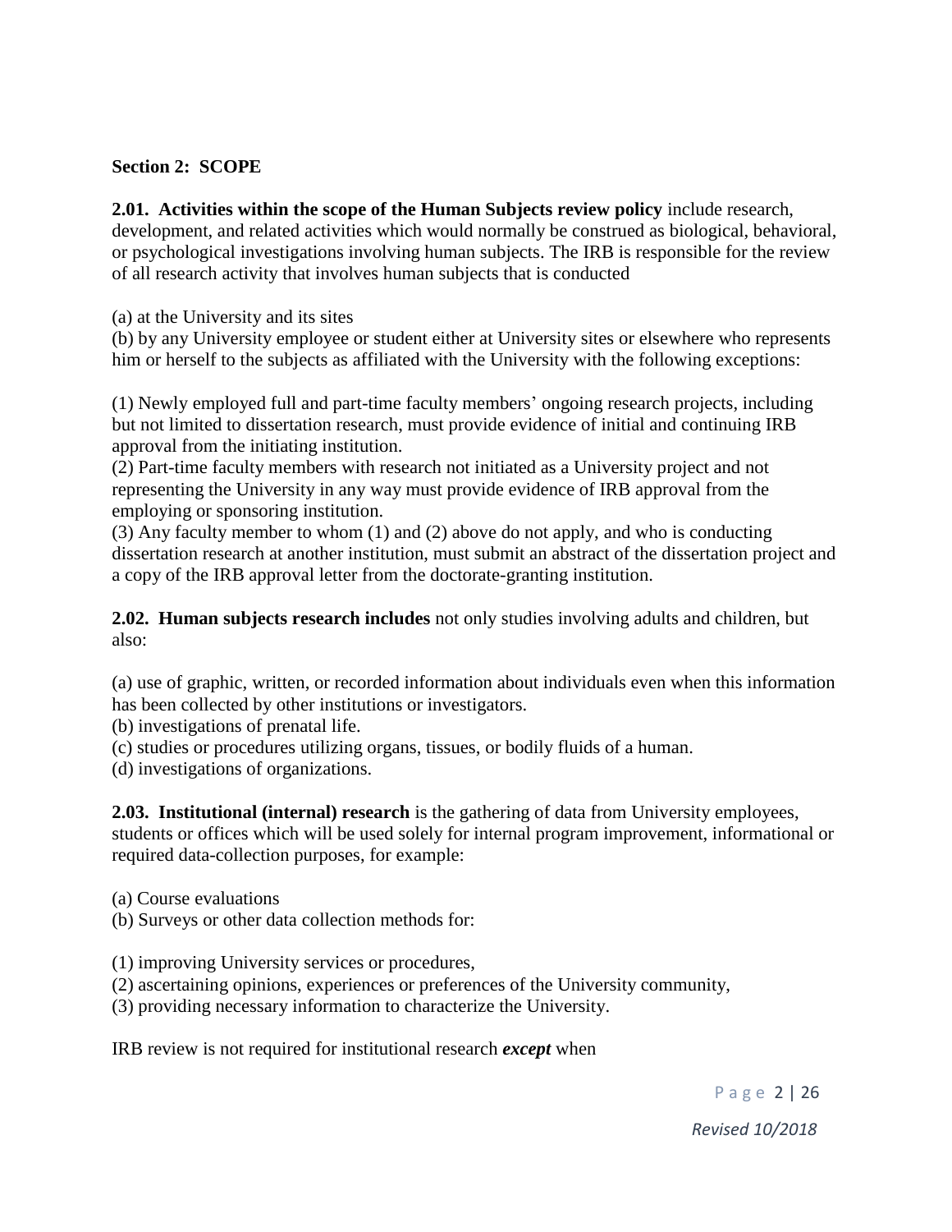**Section 2: SCOPE**

**2.01. Activities within the scope of the Human Subjects review policy** include research, development, and related activities which would normally be construed as biological, behavioral, or psychological investigations involving human subjects. The IRB is responsible for the review of all research activity that involves human subjects that is conducted

(a) at the University and its sites
(b) by any University employee or student either at University sites or elsewhere who represents him or herself to the subjects as affiliated with the University with the following exceptions:

(1) Newly employed full and part-time faculty members' ongoing research projects, including but not limited to dissertation research, must provide evidence of initial and continuing IRB approval from the initiating institution.
(2) Part-time faculty members with research not initiated as a University project and not representing the University in any way must provide evidence of IRB approval from the employing or sponsoring institution.
(3) Any faculty member to whom (1) and (2) above do not apply, and who is conducting dissertation research at another institution, must submit an abstract of the dissertation project and a copy of the IRB approval letter from the doctorate-granting institution.

**2.02. Human subjects research includes** not only studies involving adults and children, but also:

(a) use of graphic, written, or recorded information about individuals even when this information has been collected by other institutions or investigators.
(b) investigations of prenatal life.
(c) studies or procedures utilizing organs, tissues, or bodily fluids of a human.
(d) investigations of organizations.

**2.03. Institutional (internal) research** is the gathering of data from University employees, students or offices which will be used solely for internal program improvement, informational or required data-collection purposes, for example:

(a) Course evaluations
(b) Surveys or other data collection methods for:

(1) improving University services or procedures,
(2) ascertaining opinions, experiences or preferences of the University community,
(3) providing necessary information to characterize the University.

IRB review is not required for institutional research ***except*** when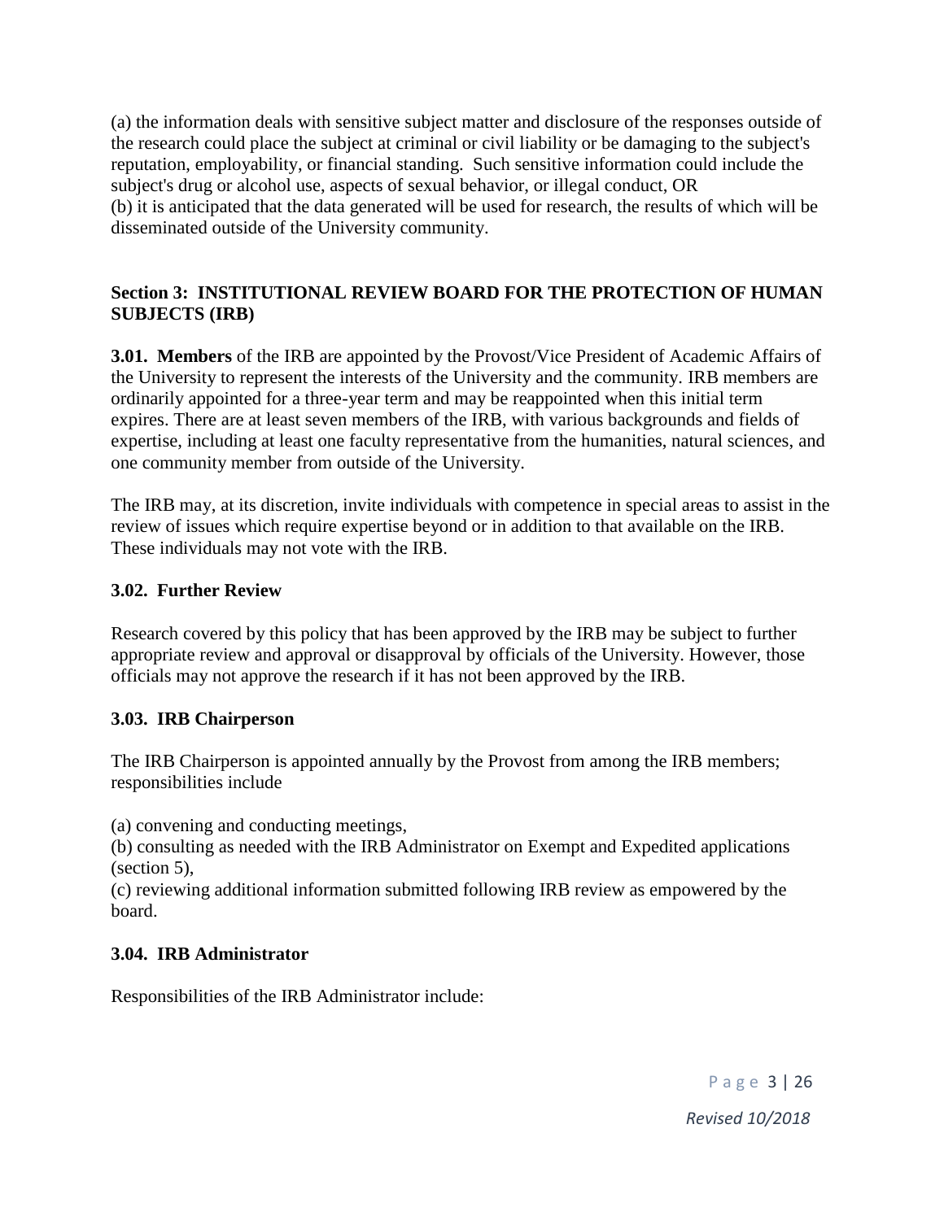(a) the information deals with sensitive subject matter and disclosure of the responses outside of the research could place the subject at criminal or civil liability or be damaging to the subject's reputation, employability, or financial standing. Such sensitive information could include the subject's drug or alcohol use, aspects of sexual behavior, or illegal conduct, OR
(b) it is anticipated that the data generated will be used for research, the results of which will be disseminated outside of the University community.

## Section 3: INSTITUTIONAL REVIEW BOARD FOR THE PROTECTION OF HUMAN SUBJECTS (IRB)

**3.01. Members** of the IRB are appointed by the Provost/Vice President of Academic Affairs of the University to represent the interests of the University and the community. IRB members are ordinarily appointed for a three-year term and may be reappointed when this initial term expires. There are at least seven members of the IRB, with various backgrounds and fields of expertise, including at least one faculty representative from the humanities, natural sciences, and one community member from outside of the University.

The IRB may, at its discretion, invite individuals with competence in special areas to assist in the review of issues which require expertise beyond or in addition to that available on the IRB. These individuals may not vote with the IRB.

### 3.02. Further Review

Research covered by this policy that has been approved by the IRB may be subject to further appropriate review and approval or disapproval by officials of the University. However, those officials may not approve the research if it has not been approved by the IRB.

### 3.03. IRB Chairperson

The IRB Chairperson is appointed annually by the Provost from among the IRB members; responsibilities include

(a) convening and conducting meetings,
(b) consulting as needed with the IRB Administrator on Exempt and Expedited applications (section 5),
(c) reviewing additional information submitted following IRB review as empowered by the board.

### 3.04. IRB Administrator

Responsibilities of the IRB Administrator include: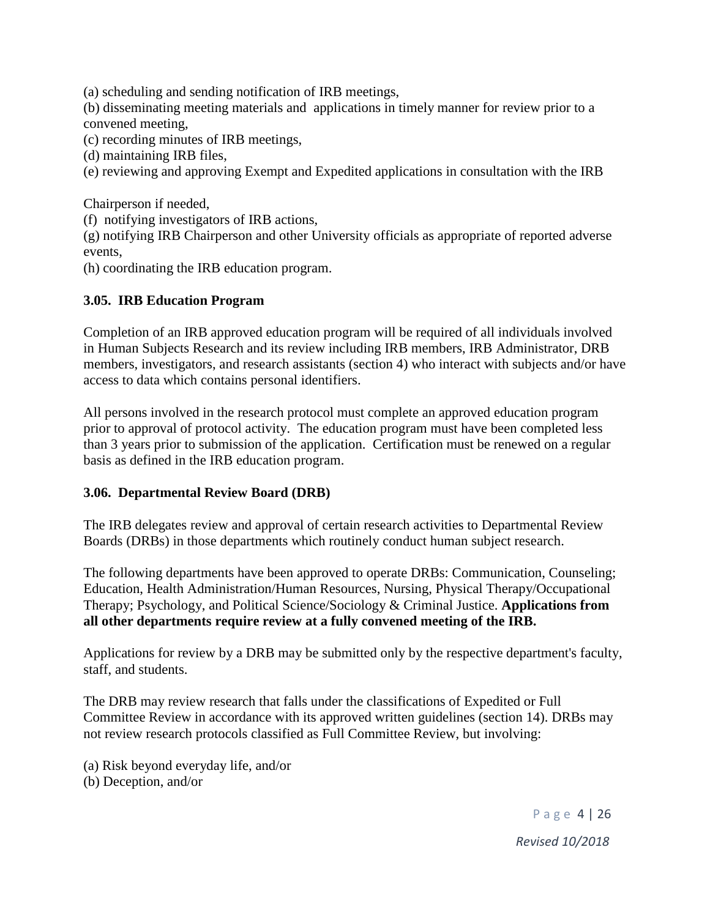(a) scheduling and sending notification of IRB meetings,
(b) disseminating meeting materials and applications in timely manner for review prior to a convened meeting,
(c) recording minutes of IRB meetings,
(d) maintaining IRB files,
(e) reviewing and approving Exempt and Expedited applications in consultation with the IRB

Chairperson if needed,
(f) notifying investigators of IRB actions,
(g) notifying IRB Chairperson and other University officials as appropriate of reported adverse events,
(h) coordinating the IRB education program.

### 3.05. IRB Education Program

Completion of an IRB approved education program will be required of all individuals involved in Human Subjects Research and its review including IRB members, IRB Administrator, DRB members, investigators, and research assistants (section 4) who interact with subjects and/or have access to data which contains personal identifiers.

All persons involved in the research protocol must complete an approved education program prior to approval of protocol activity. The education program must have been completed less than 3 years prior to submission of the application. Certification must be renewed on a regular basis as defined in the IRB education program.

### 3.06. Departmental Review Board (DRB)

The IRB delegates review and approval of certain research activities to Departmental Review Boards (DRBs) in those departments which routinely conduct human subject research.

The following departments have been approved to operate DRBs: Communication, Counseling; Education, Health Administration/Human Resources, Nursing, Physical Therapy/Occupational Therapy; Psychology, and Political Science/Sociology & Criminal Justice. **Applications from all other departments require review at a fully convened meeting of the IRB.**

Applications for review by a DRB may be submitted only by the respective department's faculty, staff, and students.

The DRB may review research that falls under the classifications of Expedited or Full Committee Review in accordance with its approved written guidelines (section 14). DRBs may not review research protocols classified as Full Committee Review, but involving:

(a) Risk beyond everyday life, and/or
(b) Deception, and/or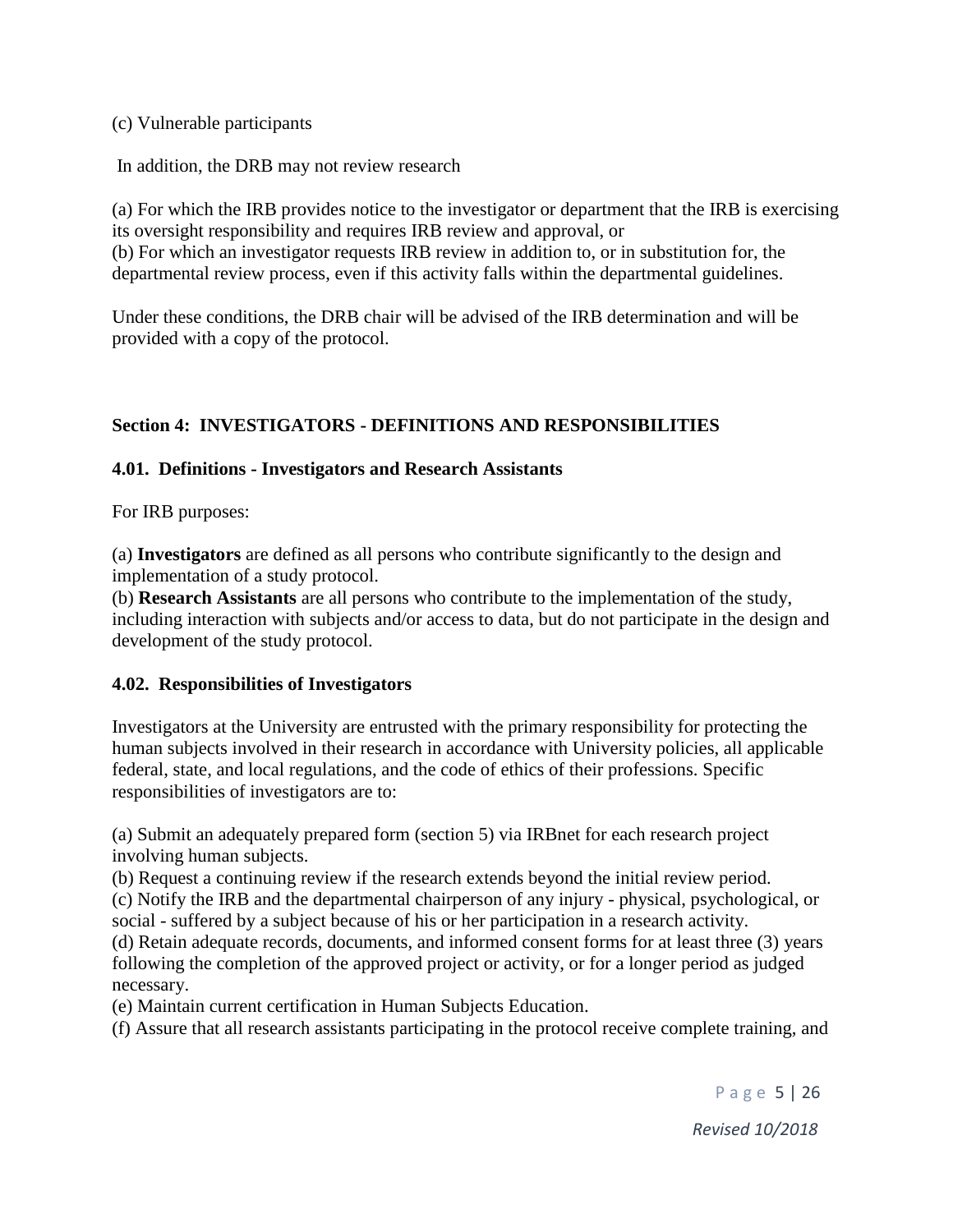(c) Vulnerable participants

In addition, the DRB may not review research

(a) For which the IRB provides notice to the investigator or department that the IRB is exercising its oversight responsibility and requires IRB review and approval, or
(b) For which an investigator requests IRB review in addition to, or in substitution for, the departmental review process, even if this activity falls within the departmental guidelines.

Under these conditions, the DRB chair will be advised of the IRB determination and will be provided with a copy of the protocol.

## Section 4: INVESTIGATORS - DEFINITIONS AND RESPONSIBILITIES

### 4.01. Definitions - Investigators and Research Assistants

For IRB purposes:

(a) **Investigators** are defined as all persons who contribute significantly to the design and implementation of a study protocol.
(b) **Research Assistants** are all persons who contribute to the implementation of the study, including interaction with subjects and/or access to data, but do not participate in the design and development of the study protocol.

### 4.02. Responsibilities of Investigators

Investigators at the University are entrusted with the primary responsibility for protecting the human subjects involved in their research in accordance with University policies, all applicable federal, state, and local regulations, and the code of ethics of their professions. Specific responsibilities of investigators are to:

(a) Submit an adequately prepared form (section 5) via IRBnet for each research project involving human subjects.
(b) Request a continuing review if the research extends beyond the initial review period.
(c) Notify the IRB and the departmental chairperson of any injury - physical, psychological, or social - suffered by a subject because of his or her participation in a research activity.
(d) Retain adequate records, documents, and informed consent forms for at least three (3) years following the completion of the approved project or activity, or for a longer period as judged necessary.
(e) Maintain current certification in Human Subjects Education.
(f) Assure that all research assistants participating in the protocol receive complete training, and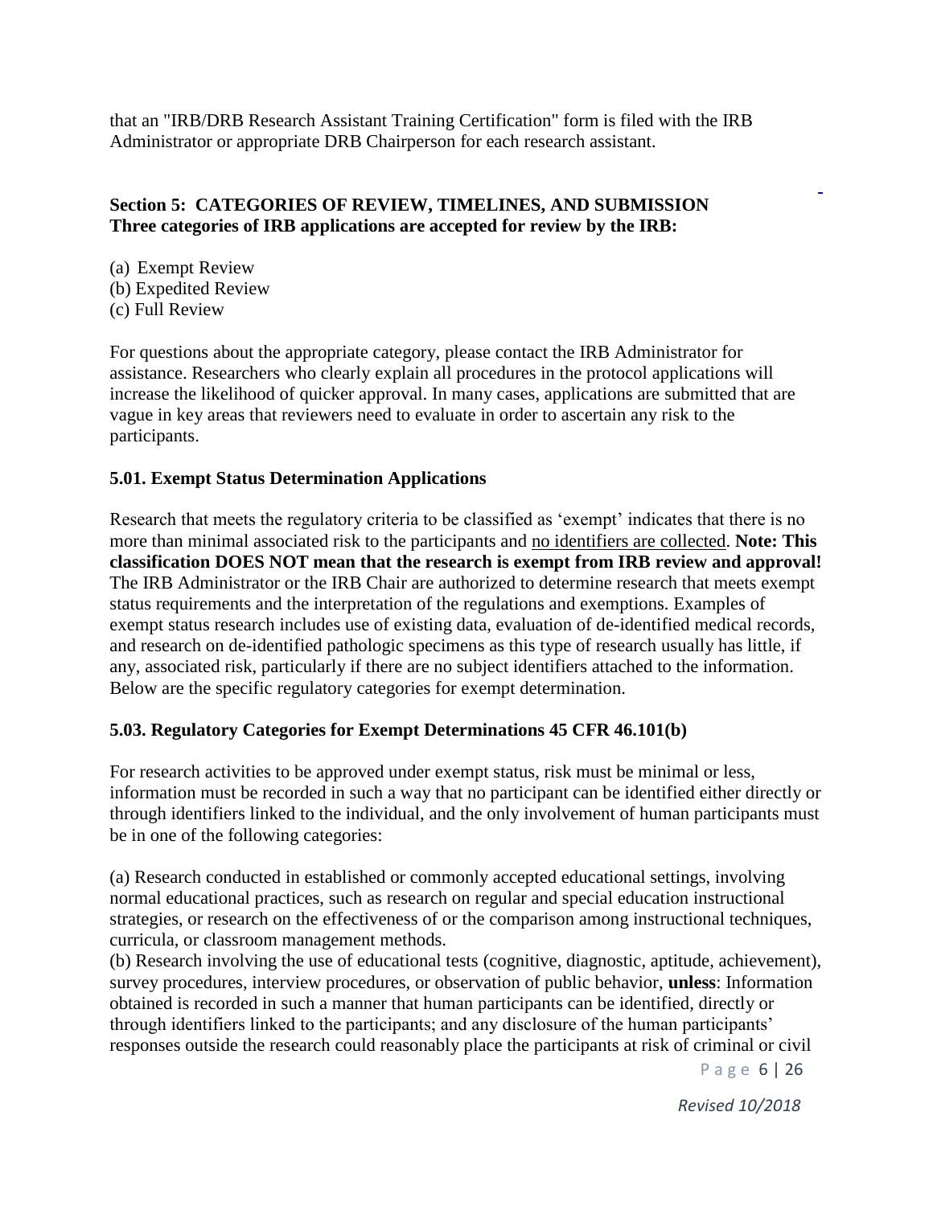that an "IRB/DRB Research Assistant Training Certification" form is filed with the IRB Administrator or appropriate DRB Chairperson for each research assistant.

## Section 5: CATEGORIES OF REVIEW, TIMELINES, AND SUBMISSION

**Three categories of IRB applications are accepted for review by the IRB:**

(a) Exempt Review
(b) Expedited Review
(c) Full Review

For questions about the appropriate category, please contact the IRB Administrator for assistance. Researchers who clearly explain all procedures in the protocol applications will increase the likelihood of quicker approval. In many cases, applications are submitted that are vague in key areas that reviewers need to evaluate in order to ascertain any risk to the participants.

### 5.01. Exempt Status Determination Applications

Research that meets the regulatory criteria to be classified as 'exempt' indicates that there is no more than minimal associated risk to the participants and <u>no identifiers are collected</u>. **Note: This classification DOES NOT mean that the research is exempt from IRB review and approval!** The IRB Administrator or the IRB Chair are authorized to determine research that meets exempt status requirements and the interpretation of the regulations and exemptions. Examples of exempt status research includes use of existing data, evaluation of de-identified medical records, and research on de-identified pathologic specimens as this type of research usually has little, if any, associated risk, particularly if there are no subject identifiers attached to the information. Below are the specific regulatory categories for exempt determination.

### 5.03. Regulatory Categories for Exempt Determinations 45 CFR 46.101(b)

For research activities to be approved under exempt status, risk must be minimal or less, information must be recorded in such a way that no participant can be identified either directly or through identifiers linked to the individual, and the only involvement of human participants must be in one of the following categories:

(a) Research conducted in established or commonly accepted educational settings, involving normal educational practices, such as research on regular and special education instructional strategies, or research on the effectiveness of or the comparison among instructional techniques, curricula, or classroom management methods.
(b) Research involving the use of educational tests (cognitive, diagnostic, aptitude, achievement), survey procedures, interview procedures, or observation of public behavior, **unless**: Information obtained is recorded in such a manner that human participants can be identified, directly or through identifiers linked to the participants; and any disclosure of the human participants' responses outside the research could reasonably place the participants at risk of criminal or civil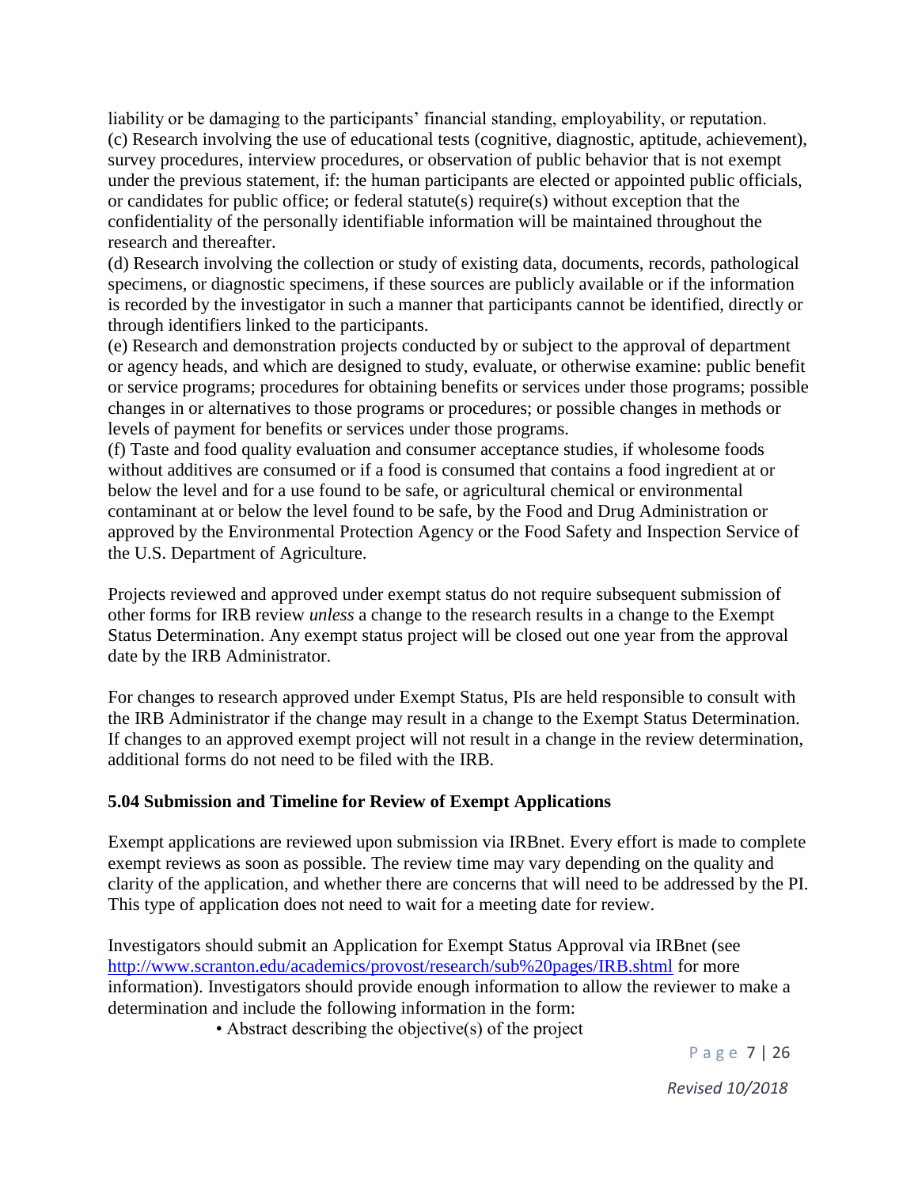liability or be damaging to the participants' financial standing, employability, or reputation.
(c) Research involving the use of educational tests (cognitive, diagnostic, aptitude, achievement), survey procedures, interview procedures, or observation of public behavior that is not exempt under the previous statement, if: the human participants are elected or appointed public officials, or candidates for public office; or federal statute(s) require(s) without exception that the confidentiality of the personally identifiable information will be maintained throughout the research and thereafter.
(d) Research involving the collection or study of existing data, documents, records, pathological specimens, or diagnostic specimens, if these sources are publicly available or if the information is recorded by the investigator in such a manner that participants cannot be identified, directly or through identifiers linked to the participants.
(e) Research and demonstration projects conducted by or subject to the approval of department or agency heads, and which are designed to study, evaluate, or otherwise examine: public benefit or service programs; procedures for obtaining benefits or services under those programs; possible changes in or alternatives to those programs or procedures; or possible changes in methods or levels of payment for benefits or services under those programs.
(f) Taste and food quality evaluation and consumer acceptance studies, if wholesome foods without additives are consumed or if a food is consumed that contains a food ingredient at or below the level and for a use found to be safe, or agricultural chemical or environmental contaminant at or below the level found to be safe, by the Food and Drug Administration or approved by the Environmental Protection Agency or the Food Safety and Inspection Service of the U.S. Department of Agriculture.

Projects reviewed and approved under exempt status do not require subsequent submission of other forms for IRB review *unless* a change to the research results in a change to the Exempt Status Determination. Any exempt status project will be closed out one year from the approval date by the IRB Administrator.

For changes to research approved under Exempt Status, PIs are held responsible to consult with the IRB Administrator if the change may result in a change to the Exempt Status Determination. If changes to an approved exempt project will not result in a change in the review determination, additional forms do not need to be filed with the IRB.

**5.04 Submission and Timeline for Review of Exempt Applications**

Exempt applications are reviewed upon submission via IRBnet. Every effort is made to complete exempt reviews as soon as possible. The review time may vary depending on the quality and clarity of the application, and whether there are concerns that will need to be addressed by the PI. This type of application does not need to wait for a meeting date for review.

Investigators should submit an Application for Exempt Status Approval via IRBnet (see http://www.scranton.edu/academics/provost/research/sub%20pages/IRB.shtml for more information). Investigators should provide enough information to allow the reviewer to make a determination and include the following information in the form:

- Abstract describing the objective(s) of the project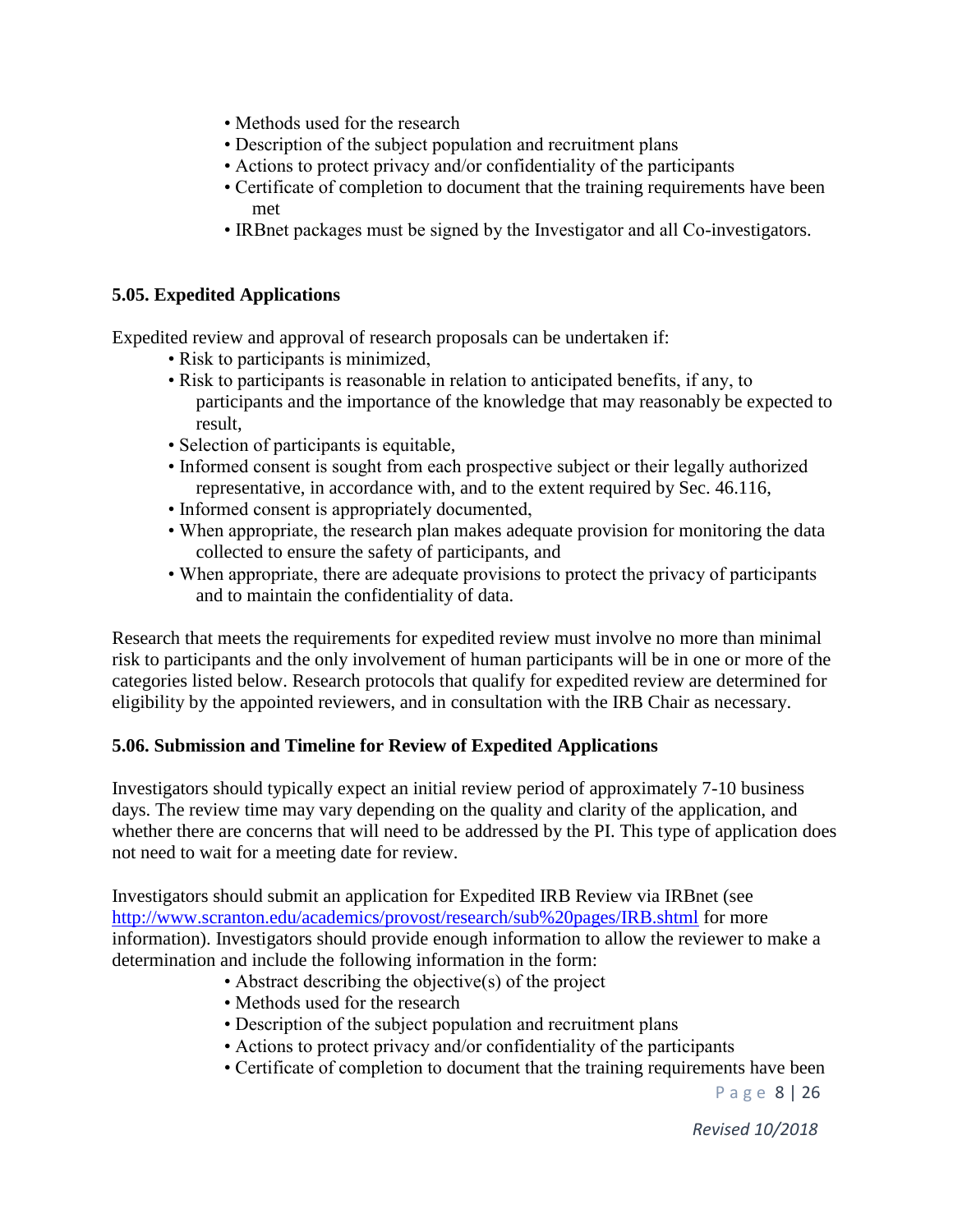- Methods used for the research
- Description of the subject population and recruitment plans
- Actions to protect privacy and/or confidentiality of the participants
- Certificate of completion to document that the training requirements have been met
- IRBnet packages must be signed by the Investigator and all Co-investigators.

### 5.05. Expedited Applications

Expedited review and approval of research proposals can be undertaken if:

- Risk to participants is minimized,
- Risk to participants is reasonable in relation to anticipated benefits, if any, to participants and the importance of the knowledge that may reasonably be expected to result,
- Selection of participants is equitable,
- Informed consent is sought from each prospective subject or their legally authorized representative, in accordance with, and to the extent required by Sec. 46.116,
- Informed consent is appropriately documented,
- When appropriate, the research plan makes adequate provision for monitoring the data collected to ensure the safety of participants, and
- When appropriate, there are adequate provisions to protect the privacy of participants and to maintain the confidentiality of data.

Research that meets the requirements for expedited review must involve no more than minimal risk to participants and the only involvement of human participants will be in one or more of the categories listed below. Research protocols that qualify for expedited review are determined for eligibility by the appointed reviewers, and in consultation with the IRB Chair as necessary.

### 5.06. Submission and Timeline for Review of Expedited Applications

Investigators should typically expect an initial review period of approximately 7-10 business days. The review time may vary depending on the quality and clarity of the application, and whether there are concerns that will need to be addressed by the PI. This type of application does not need to wait for a meeting date for review.

Investigators should submit an application for Expedited IRB Review via IRBnet (see [http://www.scranton.edu/academics/provost/research/sub%20pages/IRB.shtml](http://www.scranton.edu/academics/provost/research/sub%20pages/IRB.shtml) for more information). Investigators should provide enough information to allow the reviewer to make a determination and include the following information in the form:

- Abstract describing the objective(s) of the project
- Methods used for the research
- Description of the subject population and recruitment plans
- Actions to protect privacy and/or confidentiality of the participants
- Certificate of completion to document that the training requirements have been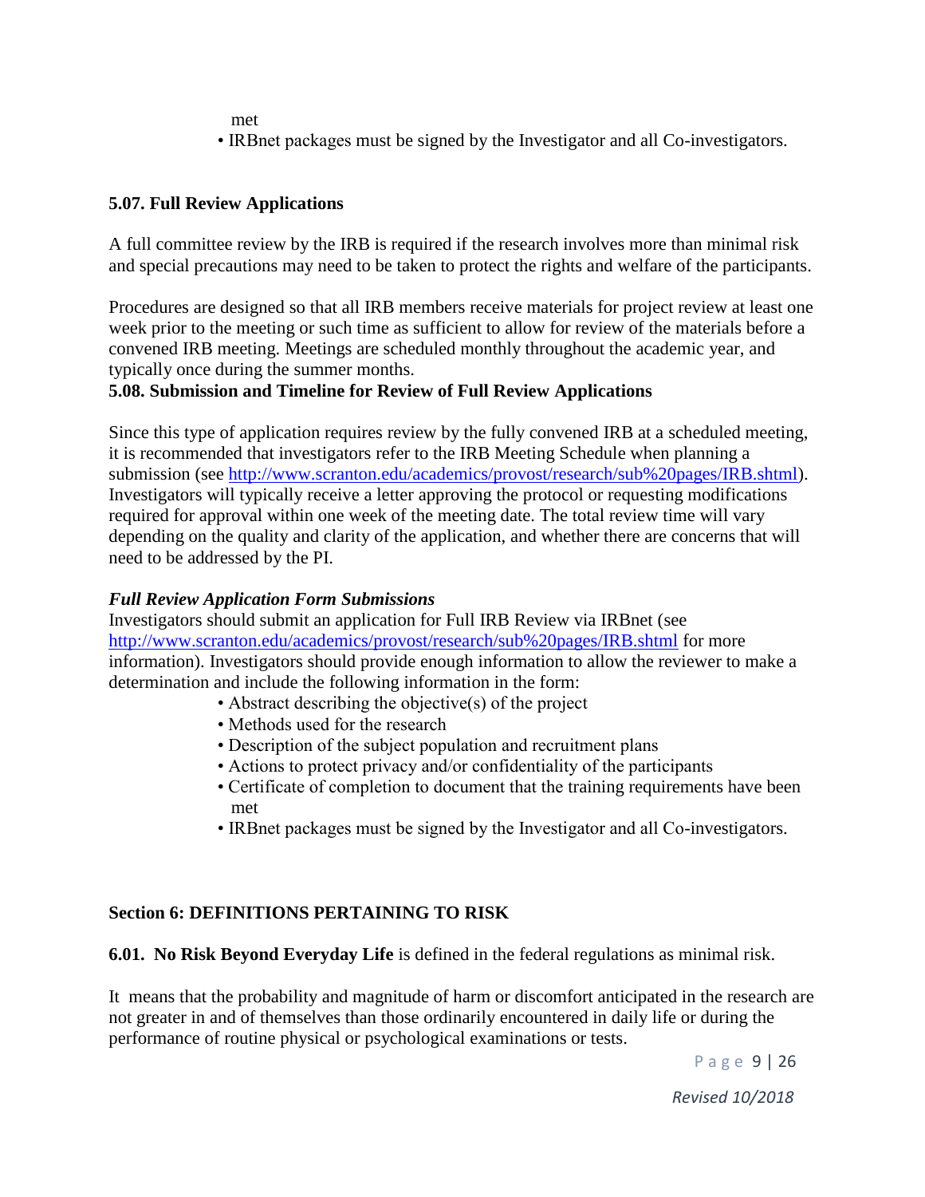met

- IRBnet packages must be signed by the Investigator and all Co-investigators.

### 5.07. Full Review Applications

A full committee review by the IRB is required if the research involves more than minimal risk and special precautions may need to be taken to protect the rights and welfare of the participants.

Procedures are designed so that all IRB members receive materials for project review at least one week prior to the meeting or such time as sufficient to allow for review of the materials before a convened IRB meeting. Meetings are scheduled monthly throughout the academic year, and typically once during the summer months.

### 5.08. Submission and Timeline for Review of Full Review Applications

Since this type of application requires review by the fully convened IRB at a scheduled meeting, it is recommended that investigators refer to the IRB Meeting Schedule when planning a submission (see http://www.scranton.edu/academics/provost/research/sub%20pages/IRB.shtml). Investigators will typically receive a letter approving the protocol or requesting modifications required for approval within one week of the meeting date. The total review time will vary depending on the quality and clarity of the application, and whether there are concerns that will need to be addressed by the PI.

***Full Review Application Form Submissions***

Investigators should submit an application for Full IRB Review via IRBnet (see http://www.scranton.edu/academics/provost/research/sub%20pages/IRB.shtml for more information). Investigators should provide enough information to allow the reviewer to make a determination and include the following information in the form:

- Abstract describing the objective(s) of the project
- Methods used for the research
- Description of the subject population and recruitment plans
- Actions to protect privacy and/or confidentiality of the participants
- Certificate of completion to document that the training requirements have been met
- IRBnet packages must be signed by the Investigator and all Co-investigators.

## Section 6: DEFINITIONS PERTAINING TO RISK

**6.01. No Risk Beyond Everyday Life** is defined in the federal regulations as minimal risk.

It means that the probability and magnitude of harm or discomfort anticipated in the research are not greater in and of themselves than those ordinarily encountered in daily life or during the performance of routine physical or psychological examinations or tests.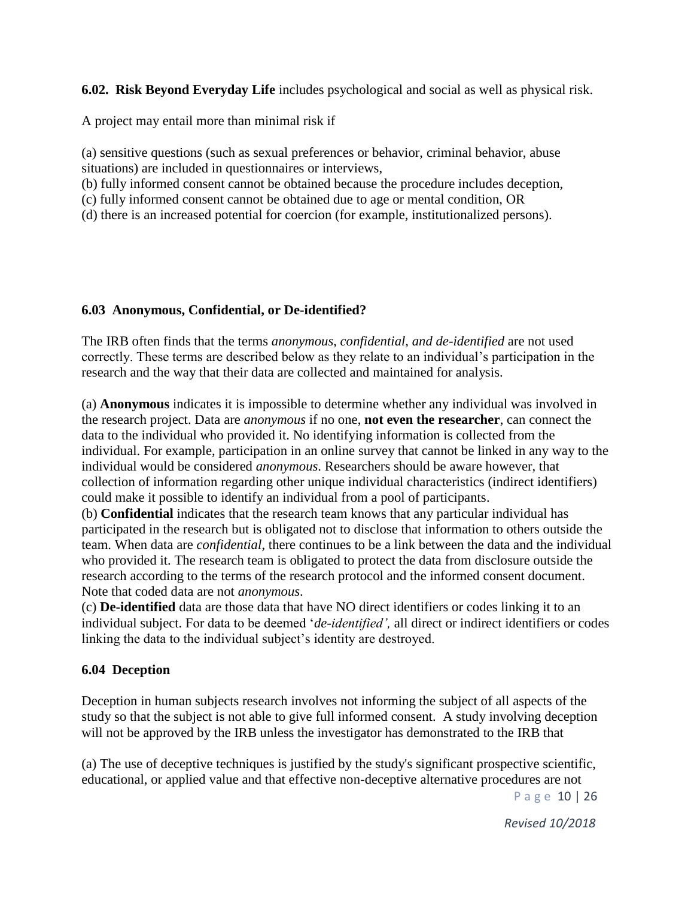**6.02. Risk Beyond Everyday Life** includes psychological and social as well as physical risk.

A project may entail more than minimal risk if

(a) sensitive questions (such as sexual preferences or behavior, criminal behavior, abuse situations) are included in questionnaires or interviews,
(b) fully informed consent cannot be obtained because the procedure includes deception,
(c) fully informed consent cannot be obtained due to age or mental condition, OR
(d) there is an increased potential for coercion (for example, institutionalized persons).

**6.03 Anonymous, Confidential, or De-identified?**

The IRB often finds that the terms *anonymous, confidential, and de-identified* are not used correctly. These terms are described below as they relate to an individual's participation in the research and the way that their data are collected and maintained for analysis.

(a) **Anonymous** indicates it is impossible to determine whether any individual was involved in the research project. Data are *anonymous* if no one, **not even the researcher**, can connect the data to the individual who provided it. No identifying information is collected from the individual. For example, participation in an online survey that cannot be linked in any way to the individual would be considered *anonymous*. Researchers should be aware however, that collection of information regarding other unique individual characteristics (indirect identifiers) could make it possible to identify an individual from a pool of participants.
(b) **Confidential** indicates that the research team knows that any particular individual has participated in the research but is obligated not to disclose that information to others outside the team. When data are *confidential*, there continues to be a link between the data and the individual who provided it. The research team is obligated to protect the data from disclosure outside the research according to the terms of the research protocol and the informed consent document. Note that coded data are not *anonymous*.
(c) **De-identified** data are those data that have NO direct identifiers or codes linking it to an individual subject. For data to be deemed '*de-identified',* all direct or indirect identifiers or codes linking the data to the individual subject's identity are destroyed.

**6.04 Deception**

Deception in human subjects research involves not informing the subject of all aspects of the study so that the subject is not able to give full informed consent. A study involving deception will not be approved by the IRB unless the investigator has demonstrated to the IRB that

(a) The use of deceptive techniques is justified by the study's significant prospective scientific, educational, or applied value and that effective non-deceptive alternative procedures are not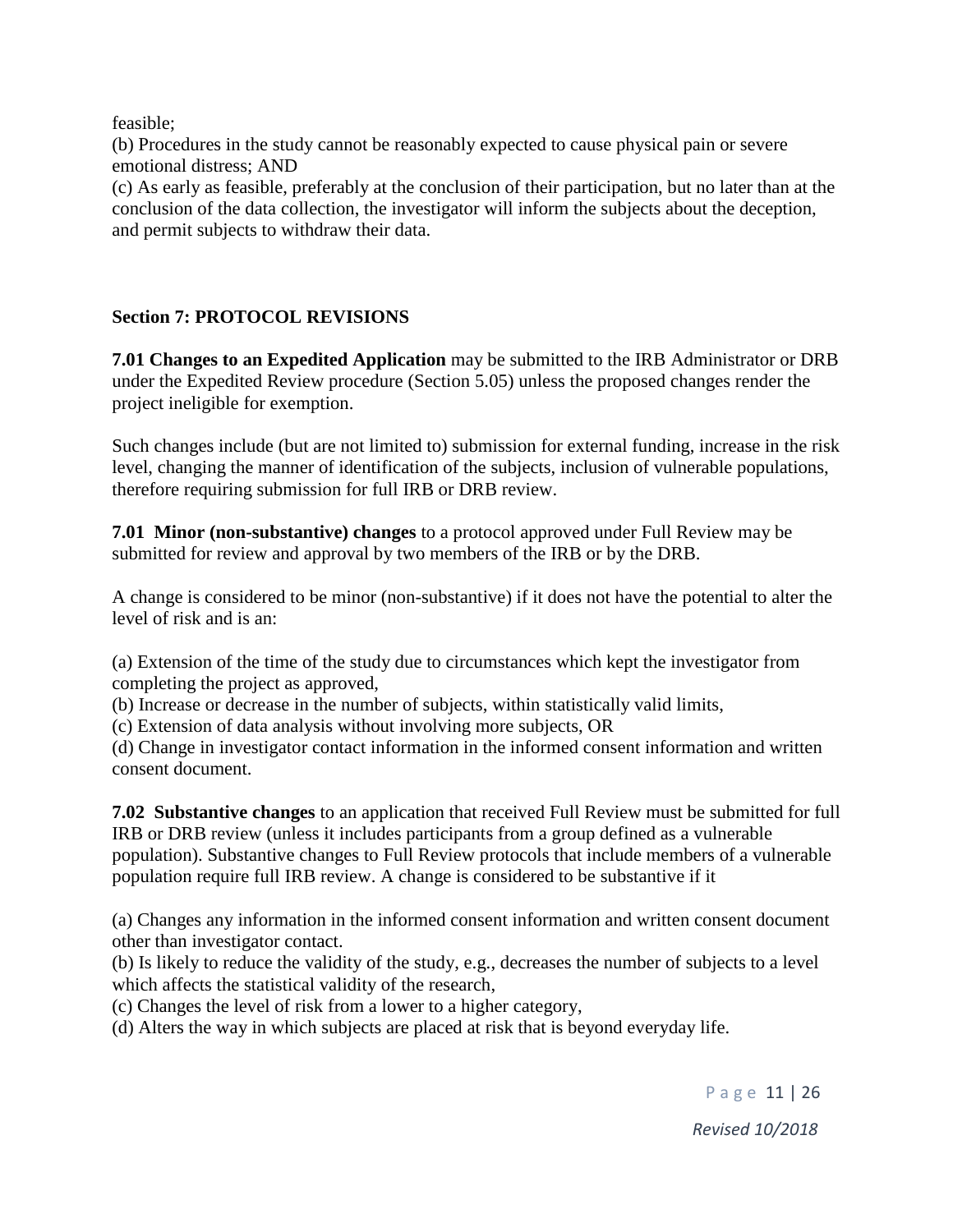feasible;

(b) Procedures in the study cannot be reasonably expected to cause physical pain or severe emotional distress; AND

(c) As early as feasible, preferably at the conclusion of their participation, but no later than at the conclusion of the data collection, the investigator will inform the subjects about the deception, and permit subjects to withdraw their data.

## Section 7: PROTOCOL REVISIONS

**7.01 Changes to an Expedited Application** may be submitted to the IRB Administrator or DRB under the Expedited Review procedure (Section 5.05) unless the proposed changes render the project ineligible for exemption.

Such changes include (but are not limited to) submission for external funding, increase in the risk level, changing the manner of identification of the subjects, inclusion of vulnerable populations, therefore requiring submission for full IRB or DRB review.

**7.01 Minor (non-substantive) changes** to a protocol approved under Full Review may be submitted for review and approval by two members of the IRB or by the DRB.

A change is considered to be minor (non-substantive) if it does not have the potential to alter the level of risk and is an:

(a) Extension of the time of the study due to circumstances which kept the investigator from completing the project as approved,

(b) Increase or decrease in the number of subjects, within statistically valid limits,

(c) Extension of data analysis without involving more subjects, OR

(d) Change in investigator contact information in the informed consent information and written consent document.

**7.02 Substantive changes** to an application that received Full Review must be submitted for full IRB or DRB review (unless it includes participants from a group defined as a vulnerable population). Substantive changes to Full Review protocols that include members of a vulnerable population require full IRB review. A change is considered to be substantive if it

(a) Changes any information in the informed consent information and written consent document other than investigator contact.

(b) Is likely to reduce the validity of the study, e.g., decreases the number of subjects to a level which affects the statistical validity of the research,

(c) Changes the level of risk from a lower to a higher category,

(d) Alters the way in which subjects are placed at risk that is beyond everyday life.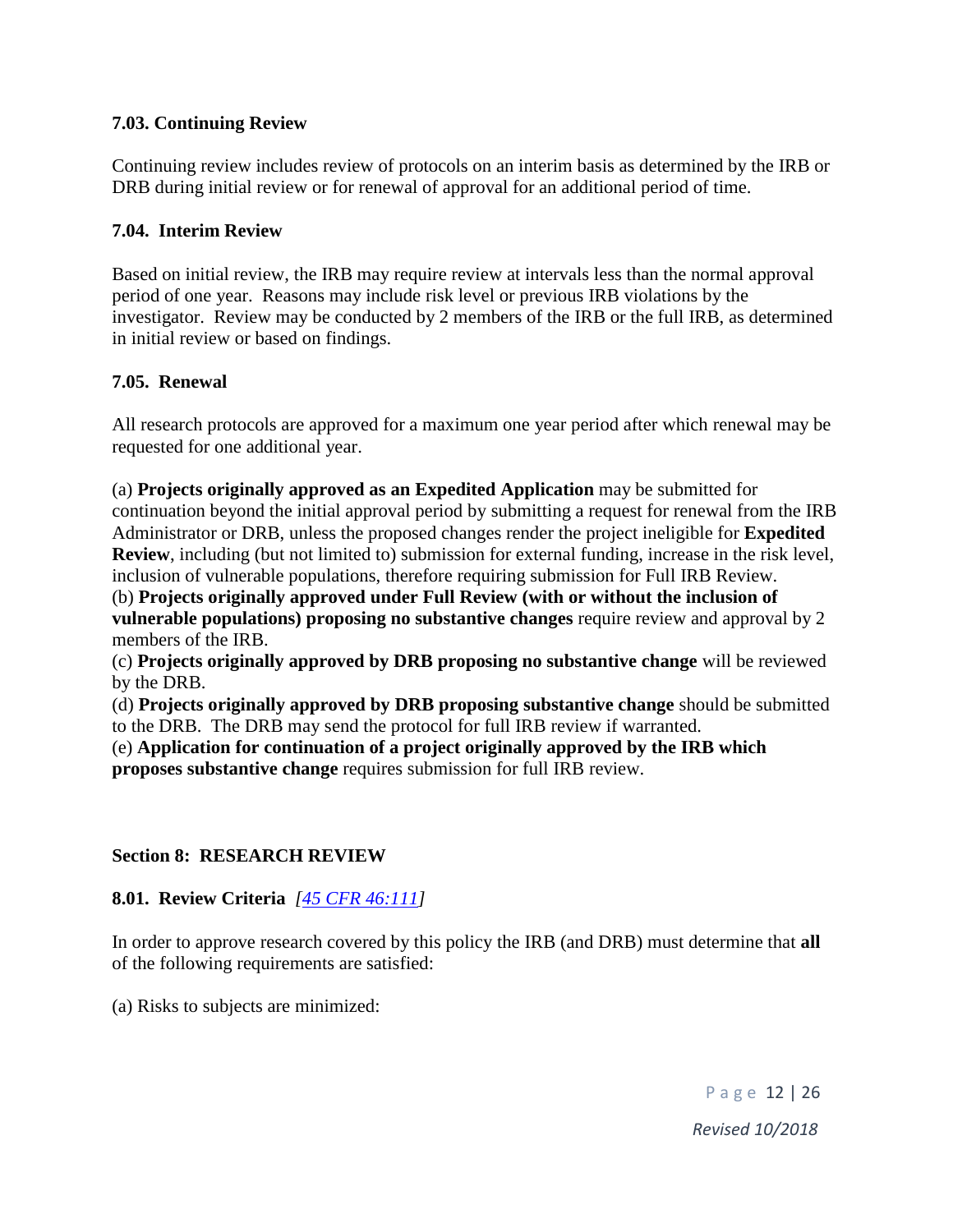### 7.03. Continuing Review

Continuing review includes review of protocols on an interim basis as determined by the IRB or DRB during initial review or for renewal of approval for an additional period of time.

### 7.04. Interim Review

Based on initial review, the IRB may require review at intervals less than the normal approval period of one year. Reasons may include risk level or previous IRB violations by the investigator. Review may be conducted by 2 members of the IRB or the full IRB, as determined in initial review or based on findings.

### 7.05. Renewal

All research protocols are approved for a maximum one year period after which renewal may be requested for one additional year.

(a) **Projects originally approved as an Expedited Application** may be submitted for continuation beyond the initial approval period by submitting a request for renewal from the IRB Administrator or DRB, unless the proposed changes render the project ineligible for **Expedited Review**, including (but not limited to) submission for external funding, increase in the risk level, inclusion of vulnerable populations, therefore requiring submission for Full IRB Review.
(b) **Projects originally approved under Full Review (with or without the inclusion of vulnerable populations) proposing no substantive changes** require review and approval by 2 members of the IRB.
(c) **Projects originally approved by DRB proposing no substantive change** will be reviewed by the DRB.
(d) **Projects originally approved by DRB proposing substantive change** should be submitted to the DRB. The DRB may send the protocol for full IRB review if warranted.
(e) **Application for continuation of a project originally approved by the IRB which proposes substantive change** requires submission for full IRB review.

## Section 8: RESEARCH REVIEW

### 8.01. Review Criteria *[45 CFR 46:111]*

In order to approve research covered by this policy the IRB (and DRB) must determine that **all** of the following requirements are satisfied:

(a) Risks to subjects are minimized: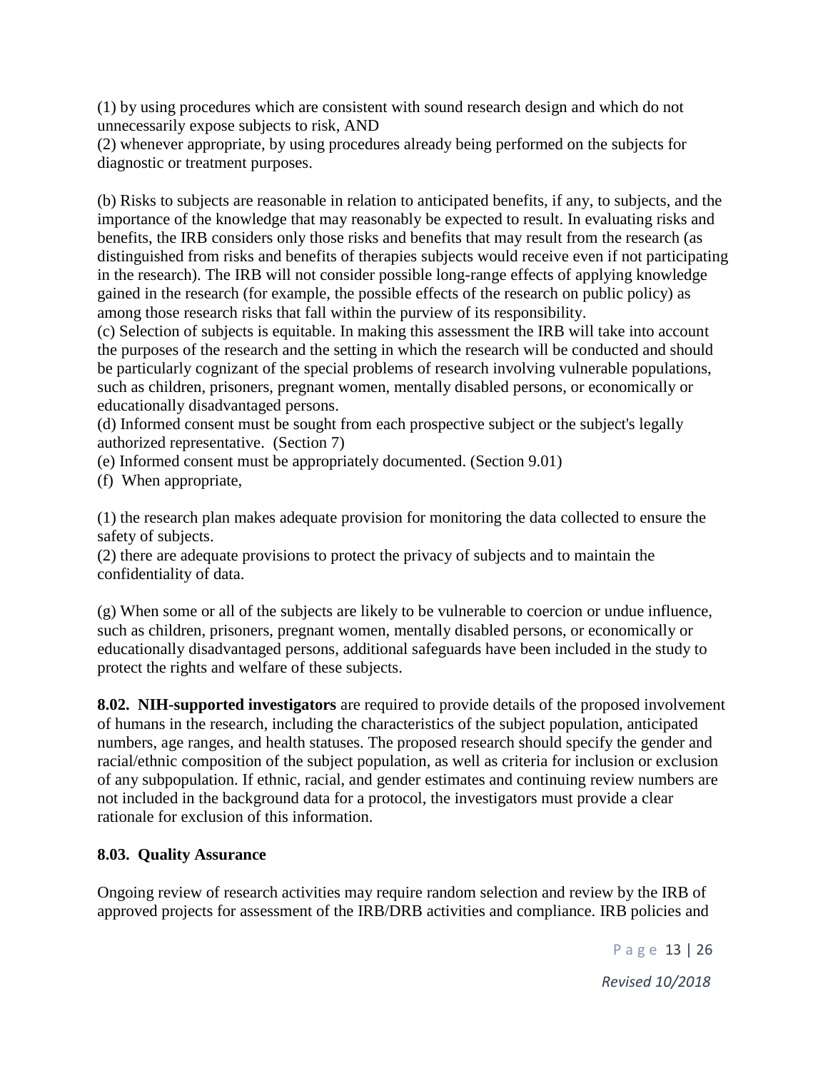(1) by using procedures which are consistent with sound research design and which do not unnecessarily expose subjects to risk, AND
(2) whenever appropriate, by using procedures already being performed on the subjects for diagnostic or treatment purposes.

(b) Risks to subjects are reasonable in relation to anticipated benefits, if any, to subjects, and the importance of the knowledge that may reasonably be expected to result. In evaluating risks and benefits, the IRB considers only those risks and benefits that may result from the research (as distinguished from risks and benefits of therapies subjects would receive even if not participating in the research). The IRB will not consider possible long-range effects of applying knowledge gained in the research (for example, the possible effects of the research on public policy) as among those research risks that fall within the purview of its responsibility.
(c) Selection of subjects is equitable. In making this assessment the IRB will take into account the purposes of the research and the setting in which the research will be conducted and should be particularly cognizant of the special problems of research involving vulnerable populations, such as children, prisoners, pregnant women, mentally disabled persons, or economically or educationally disadvantaged persons.
(d) Informed consent must be sought from each prospective subject or the subject's legally authorized representative. (Section 7)
(e) Informed consent must be appropriately documented. (Section 9.01)
(f) When appropriate,

(1) the research plan makes adequate provision for monitoring the data collected to ensure the safety of subjects.
(2) there are adequate provisions to protect the privacy of subjects and to maintain the confidentiality of data.

(g) When some or all of the subjects are likely to be vulnerable to coercion or undue influence, such as children, prisoners, pregnant women, mentally disabled persons, or economically or educationally disadvantaged persons, additional safeguards have been included in the study to protect the rights and welfare of these subjects.

**8.02. NIH-supported investigators** are required to provide details of the proposed involvement of humans in the research, including the characteristics of the subject population, anticipated numbers, age ranges, and health statuses. The proposed research should specify the gender and racial/ethnic composition of the subject population, as well as criteria for inclusion or exclusion of any subpopulation. If ethnic, racial, and gender estimates and continuing review numbers are not included in the background data for a protocol, the investigators must provide a clear rationale for exclusion of this information.

**8.03. Quality Assurance**

Ongoing review of research activities may require random selection and review by the IRB of approved projects for assessment of the IRB/DRB activities and compliance. IRB policies and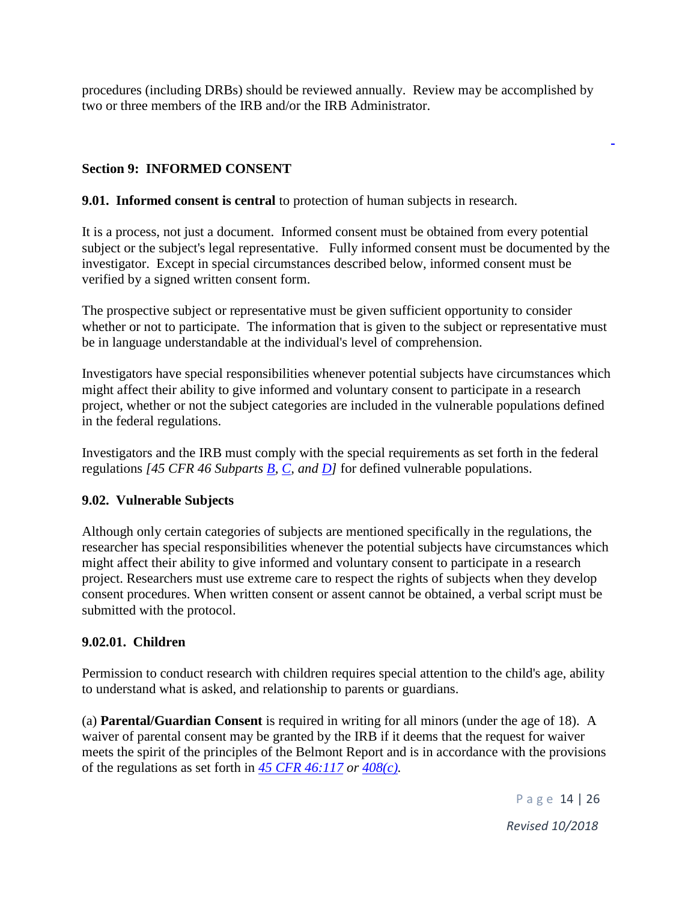procedures (including DRBs) should be reviewed annually. Review may be accomplished by two or three members of the IRB and/or the IRB Administrator.

## Section 9: INFORMED CONSENT

**9.01. Informed consent is central** to protection of human subjects in research.

It is a process, not just a document. Informed consent must be obtained from every potential subject or the subject's legal representative. Fully informed consent must be documented by the investigator. Except in special circumstances described below, informed consent must be verified by a signed written consent form.

The prospective subject or representative must be given sufficient opportunity to consider whether or not to participate. The information that is given to the subject or representative must be in language understandable at the individual's level of comprehension.

Investigators have special responsibilities whenever potential subjects have circumstances which might affect their ability to give informed and voluntary consent to participate in a research project, whether or not the subject categories are included in the vulnerable populations defined in the federal regulations.

Investigators and the IRB must comply with the special requirements as set forth in the federal regulations *[45 CFR 46 Subparts B, C, and D]* for defined vulnerable populations.

### 9.02. Vulnerable Subjects

Although only certain categories of subjects are mentioned specifically in the regulations, the researcher has special responsibilities whenever the potential subjects have circumstances which might affect their ability to give informed and voluntary consent to participate in a research project. Researchers must use extreme care to respect the rights of subjects when they develop consent procedures. When written consent or assent cannot be obtained, a verbal script must be submitted with the protocol.

#### 9.02.01. Children

Permission to conduct research with children requires special attention to the child's age, ability to understand what is asked, and relationship to parents or guardians.

(a) **Parental/Guardian Consent** is required in writing for all minors (under the age of 18). A waiver of parental consent may be granted by the IRB if it deems that the request for waiver meets the spirit of the principles of the Belmont Report and is in accordance with the provisions of the regulations as set forth in *45 CFR 46:117 or 408(c).*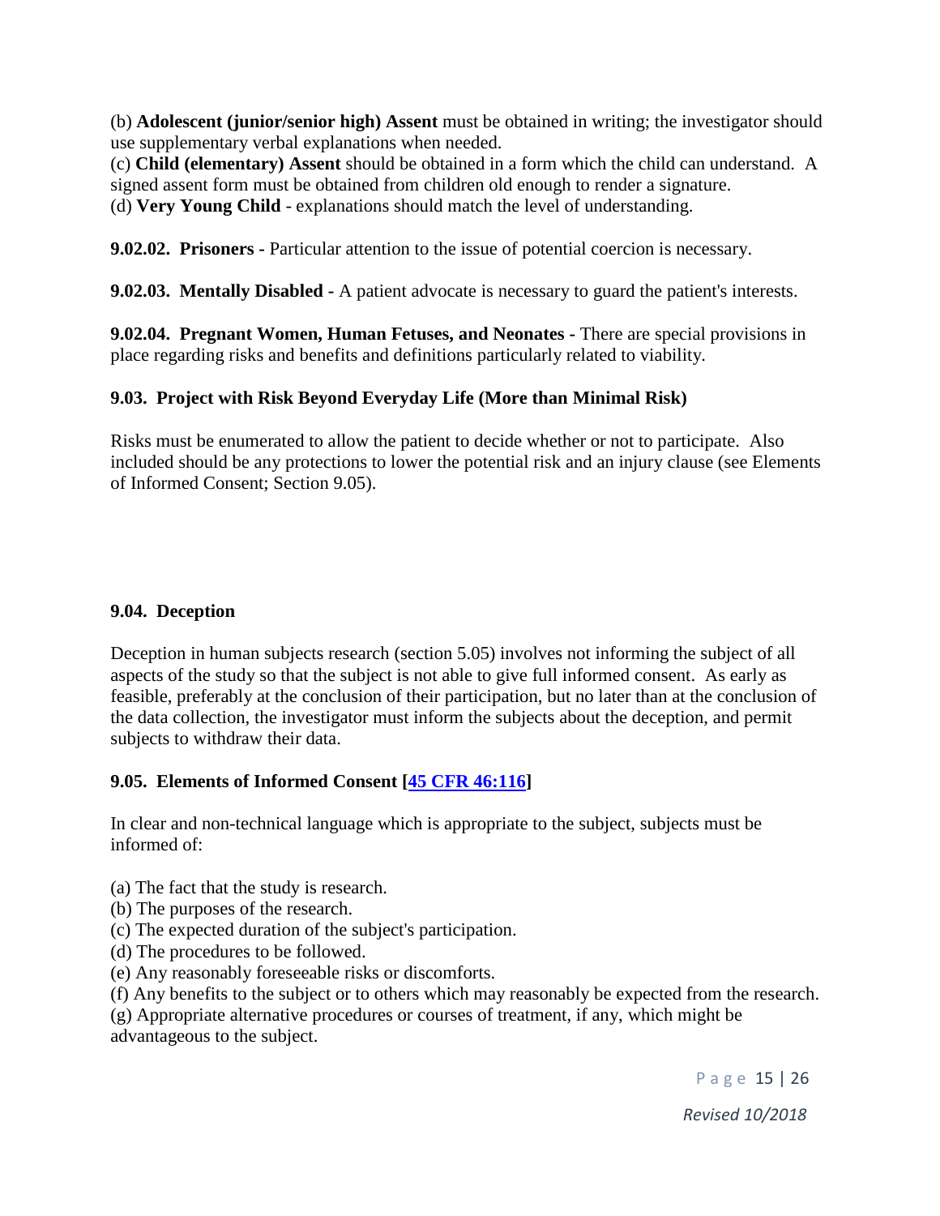(b) **Adolescent (junior/senior high) Assent** must be obtained in writing; the investigator should use supplementary verbal explanations when needed.
(c) **Child (elementary) Assent** should be obtained in a form which the child can understand. A signed assent form must be obtained from children old enough to render a signature.
(d) **Very Young Child** - explanations should match the level of understanding.

**9.02.02. Prisoners -** Particular attention to the issue of potential coercion is necessary.

**9.02.03. Mentally Disabled** - A patient advocate is necessary to guard the patient's interests.

**9.02.04. Pregnant Women, Human Fetuses, and Neonates -** There are special provisions in place regarding risks and benefits and definitions particularly related to viability.

### 9.03. Project with Risk Beyond Everyday Life (More than Minimal Risk)

Risks must be enumerated to allow the patient to decide whether or not to participate. Also included should be any protections to lower the potential risk and an injury clause (see Elements of Informed Consent; Section 9.05).

### 9.04. Deception

Deception in human subjects research (section 5.05) involves not informing the subject of all aspects of the study so that the subject is not able to give full informed consent. As early as feasible, preferably at the conclusion of their participation, but no later than at the conclusion of the data collection, the investigator must inform the subjects about the deception, and permit subjects to withdraw their data.

### 9.05. Elements of Informed Consent [45 CFR 46:116]

In clear and non-technical language which is appropriate to the subject, subjects must be informed of:

(a) The fact that the study is research.
(b) The purposes of the research.
(c) The expected duration of the subject's participation.
(d) The procedures to be followed.
(e) Any reasonably foreseeable risks or discomforts.
(f) Any benefits to the subject or to others which may reasonably be expected from the research.
(g) Appropriate alternative procedures or courses of treatment, if any, which might be advantageous to the subject.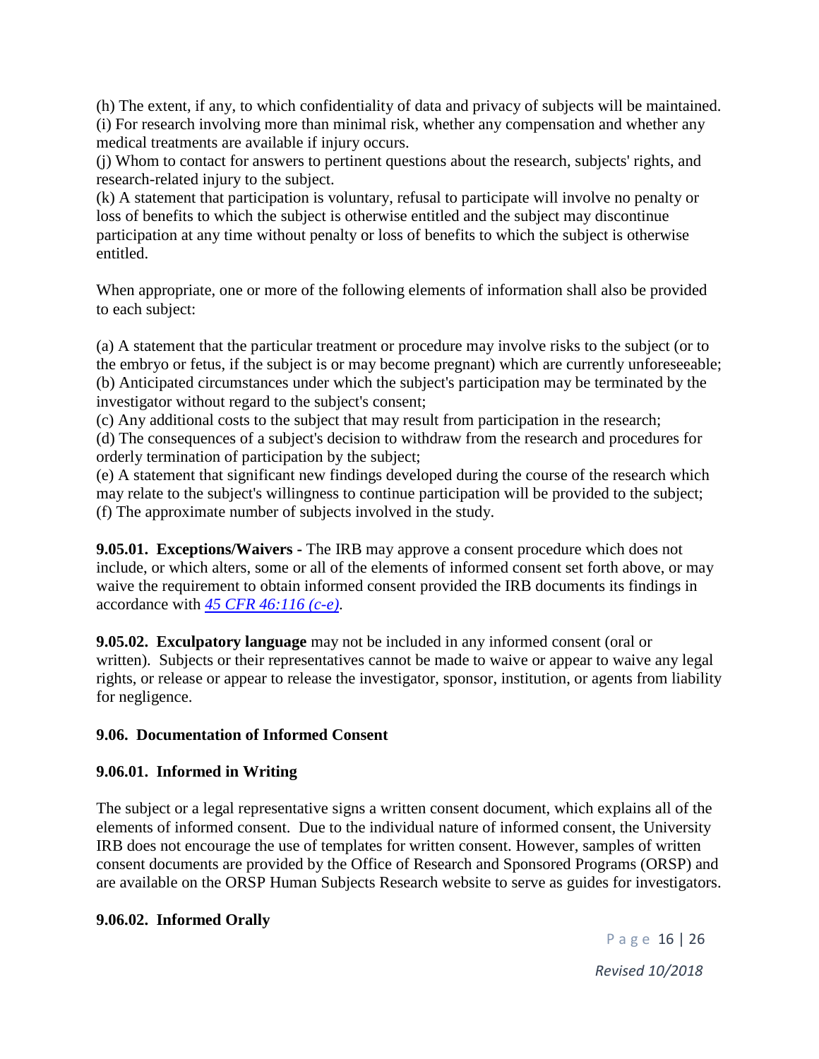(h) The extent, if any, to which confidentiality of data and privacy of subjects will be maintained.
(i) For research involving more than minimal risk, whether any compensation and whether any medical treatments are available if injury occurs.
(j) Whom to contact for answers to pertinent questions about the research, subjects' rights, and research-related injury to the subject.
(k) A statement that participation is voluntary, refusal to participate will involve no penalty or loss of benefits to which the subject is otherwise entitled and the subject may discontinue participation at any time without penalty or loss of benefits to which the subject is otherwise entitled.

When appropriate, one or more of the following elements of information shall also be provided to each subject:

(a) A statement that the particular treatment or procedure may involve risks to the subject (or to the embryo or fetus, if the subject is or may become pregnant) which are currently unforeseeable;
(b) Anticipated circumstances under which the subject's participation may be terminated by the investigator without regard to the subject's consent;
(c) Any additional costs to the subject that may result from participation in the research;
(d) The consequences of a subject's decision to withdraw from the research and procedures for orderly termination of participation by the subject;
(e) A statement that significant new findings developed during the course of the research which may relate to the subject's willingness to continue participation will be provided to the subject;
(f) The approximate number of subjects involved in the study.

**9.05.01. Exceptions/Waivers -** The IRB may approve a consent procedure which does not include, or which alters, some or all of the elements of informed consent set forth above, or may waive the requirement to obtain informed consent provided the IRB documents its findings in accordance with *45 CFR 46:116 (c-e)*.

**9.05.02. Exculpatory language** may not be included in any informed consent (oral or written). Subjects or their representatives cannot be made to waive or appear to waive any legal rights, or release or appear to release the investigator, sponsor, institution, or agents from liability for negligence.

### 9.06. Documentation of Informed Consent

#### 9.06.01. Informed in Writing

The subject or a legal representative signs a written consent document, which explains all of the elements of informed consent. Due to the individual nature of informed consent, the University IRB does not encourage the use of templates for written consent. However, samples of written consent documents are provided by the Office of Research and Sponsored Programs (ORSP) and are available on the ORSP Human Subjects Research website to serve as guides for investigators.

#### 9.06.02. Informed Orally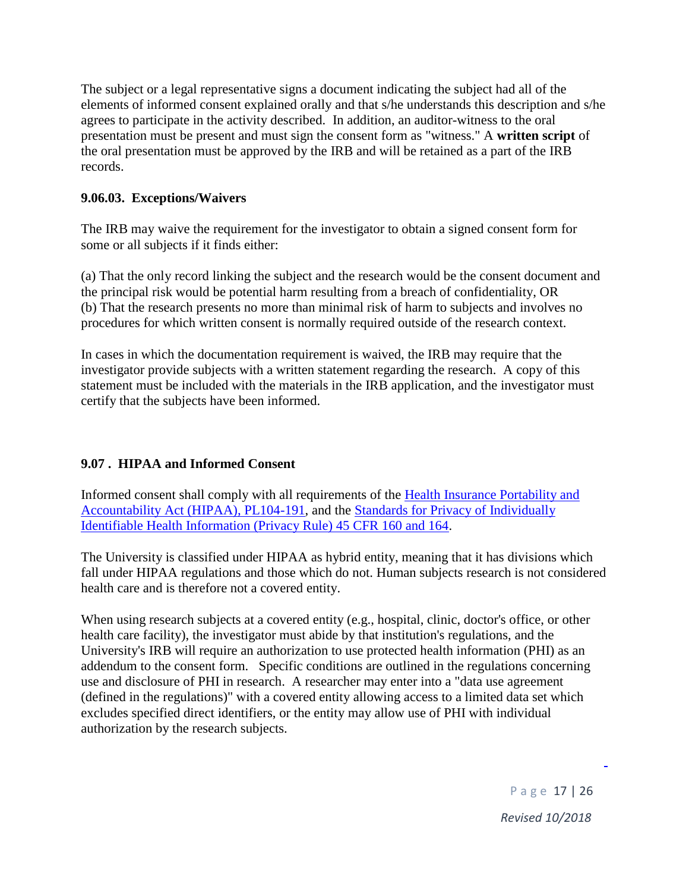The subject or a legal representative signs a document indicating the subject had all of the elements of informed consent explained orally and that s/he understands this description and s/he agrees to participate in the activity described. In addition, an auditor-witness to the oral presentation must be present and must sign the consent form as "witness." A **written script** of the oral presentation must be approved by the IRB and will be retained as a part of the IRB records.

### 9.06.03. Exceptions/Waivers

The IRB may waive the requirement for the investigator to obtain a signed consent form for some or all subjects if it finds either:

(a) That the only record linking the subject and the research would be the consent document and the principal risk would be potential harm resulting from a breach of confidentiality, OR
(b) That the research presents no more than minimal risk of harm to subjects and involves no procedures for which written consent is normally required outside of the research context.

In cases in which the documentation requirement is waived, the IRB may require that the investigator provide subjects with a written statement regarding the research. A copy of this statement must be included with the materials in the IRB application, and the investigator must certify that the subjects have been informed.

## 9.07 . HIPAA and Informed Consent

Informed consent shall comply with all requirements of the Health Insurance Portability and Accountability Act (HIPAA), PL104-191, and the Standards for Privacy of Individually Identifiable Health Information (Privacy Rule) 45 CFR 160 and 164.

The University is classified under HIPAA as hybrid entity, meaning that it has divisions which fall under HIPAA regulations and those which do not. Human subjects research is not considered health care and is therefore not a covered entity.

When using research subjects at a covered entity (e.g., hospital, clinic, doctor's office, or other health care facility), the investigator must abide by that institution's regulations, and the University's IRB will require an authorization to use protected health information (PHI) as an addendum to the consent form. Specific conditions are outlined in the regulations concerning use and disclosure of PHI in research. A researcher may enter into a "data use agreement (defined in the regulations)" with a covered entity allowing access to a limited data set which excludes specified direct identifiers, or the entity may allow use of PHI with individual authorization by the research subjects.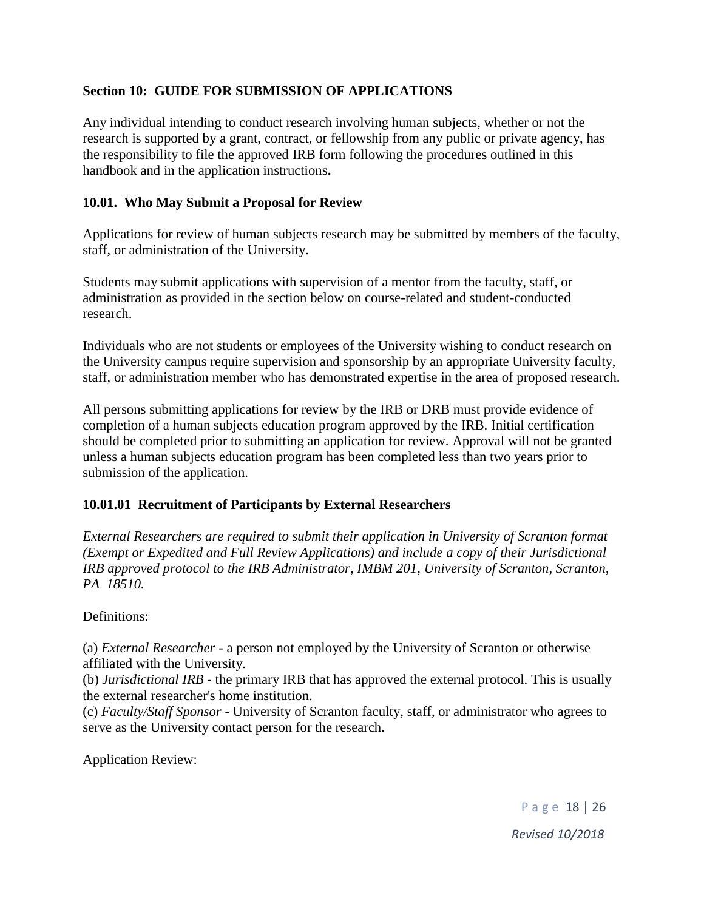## Section 10: GUIDE FOR SUBMISSION OF APPLICATIONS

Any individual intending to conduct research involving human subjects, whether or not the research is supported by a grant, contract, or fellowship from any public or private agency, has the responsibility to file the approved IRB form following the procedures outlined in this handbook and in the application instructions**.**

### 10.01. Who May Submit a Proposal for Review

Applications for review of human subjects research may be submitted by members of the faculty, staff, or administration of the University.

Students may submit applications with supervision of a mentor from the faculty, staff, or administration as provided in the section below on course-related and student-conducted research.

Individuals who are not students or employees of the University wishing to conduct research on the University campus require supervision and sponsorship by an appropriate University faculty, staff, or administration member who has demonstrated expertise in the area of proposed research.

All persons submitting applications for review by the IRB or DRB must provide evidence of completion of a human subjects education program approved by the IRB. Initial certification should be completed prior to submitting an application for review. Approval will not be granted unless a human subjects education program has been completed less than two years prior to submission of the application.

#### 10.01.01 Recruitment of Participants by External Researchers

*External Researchers are required to submit their application in University of Scranton format (Exempt or Expedited and Full Review Applications) and include a copy of their Jurisdictional IRB approved protocol to the IRB Administrator, IMBM 201, University of Scranton, Scranton, PA 18510.*

Definitions:

(a) *External Researcher* - a person not employed by the University of Scranton or otherwise affiliated with the University.
(b) *Jurisdictional IRB* - the primary IRB that has approved the external protocol. This is usually the external researcher's home institution.
(c) *Faculty/Staff Sponsor* - University of Scranton faculty, staff, or administrator who agrees to serve as the University contact person for the research.

Application Review: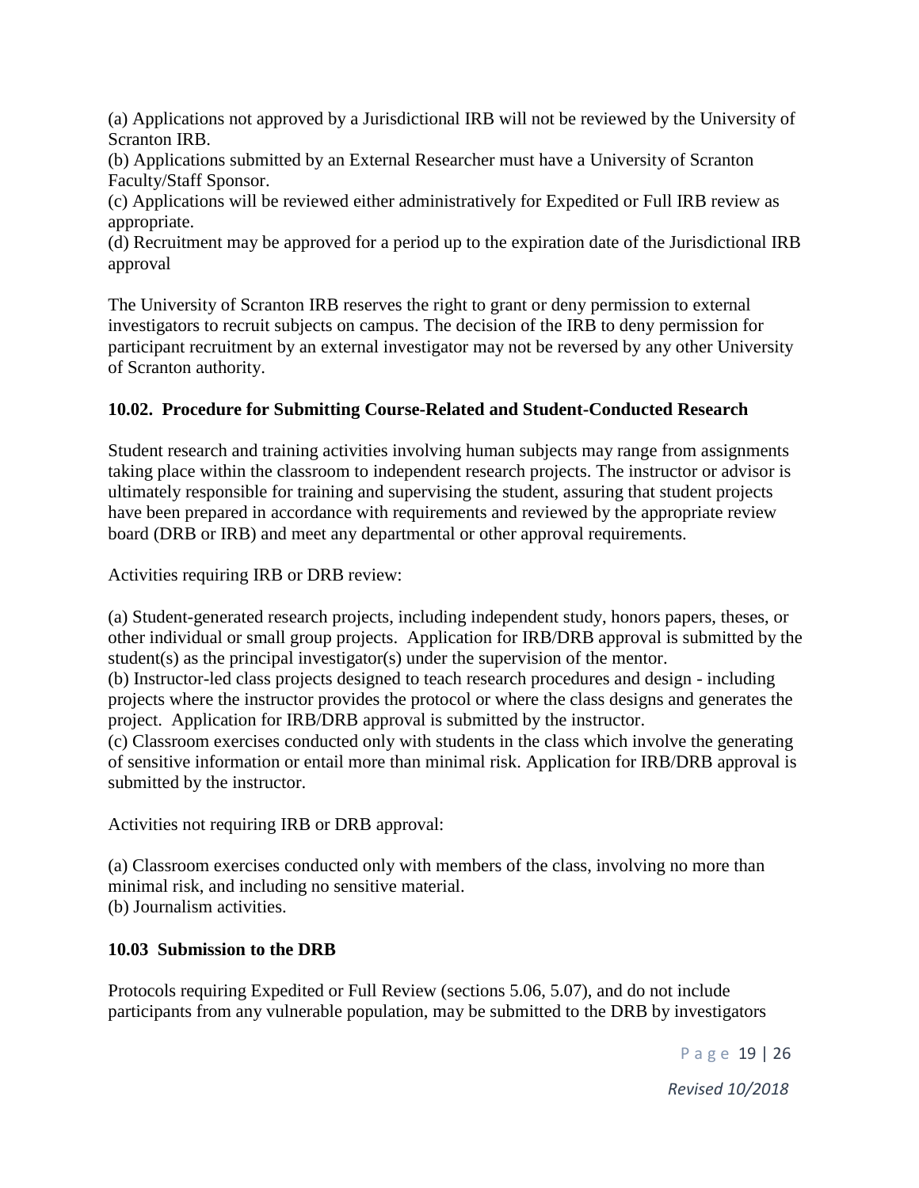(a) Applications not approved by a Jurisdictional IRB will not be reviewed by the University of Scranton IRB.
(b) Applications submitted by an External Researcher must have a University of Scranton Faculty/Staff Sponsor.
(c) Applications will be reviewed either administratively for Expedited or Full IRB review as appropriate.
(d) Recruitment may be approved for a period up to the expiration date of the Jurisdictional IRB approval

The University of Scranton IRB reserves the right to grant or deny permission to external investigators to recruit subjects on campus. The decision of the IRB to deny permission for participant recruitment by an external investigator may not be reversed by any other University of Scranton authority.

### 10.02. Procedure for Submitting Course-Related and Student-Conducted Research

Student research and training activities involving human subjects may range from assignments taking place within the classroom to independent research projects. The instructor or advisor is ultimately responsible for training and supervising the student, assuring that student projects have been prepared in accordance with requirements and reviewed by the appropriate review board (DRB or IRB) and meet any departmental or other approval requirements.

Activities requiring IRB or DRB review:

(a) Student-generated research projects, including independent study, honors papers, theses, or other individual or small group projects. Application for IRB/DRB approval is submitted by the student(s) as the principal investigator(s) under the supervision of the mentor.
(b) Instructor-led class projects designed to teach research procedures and design - including projects where the instructor provides the protocol or where the class designs and generates the project. Application for IRB/DRB approval is submitted by the instructor.
(c) Classroom exercises conducted only with students in the class which involve the generating of sensitive information or entail more than minimal risk. Application for IRB/DRB approval is submitted by the instructor.

Activities not requiring IRB or DRB approval:

(a) Classroom exercises conducted only with members of the class, involving no more than minimal risk, and including no sensitive material.
(b) Journalism activities.

### 10.03 Submission to the DRB

Protocols requiring Expedited or Full Review (sections 5.06, 5.07), and do not include participants from any vulnerable population, may be submitted to the DRB by investigators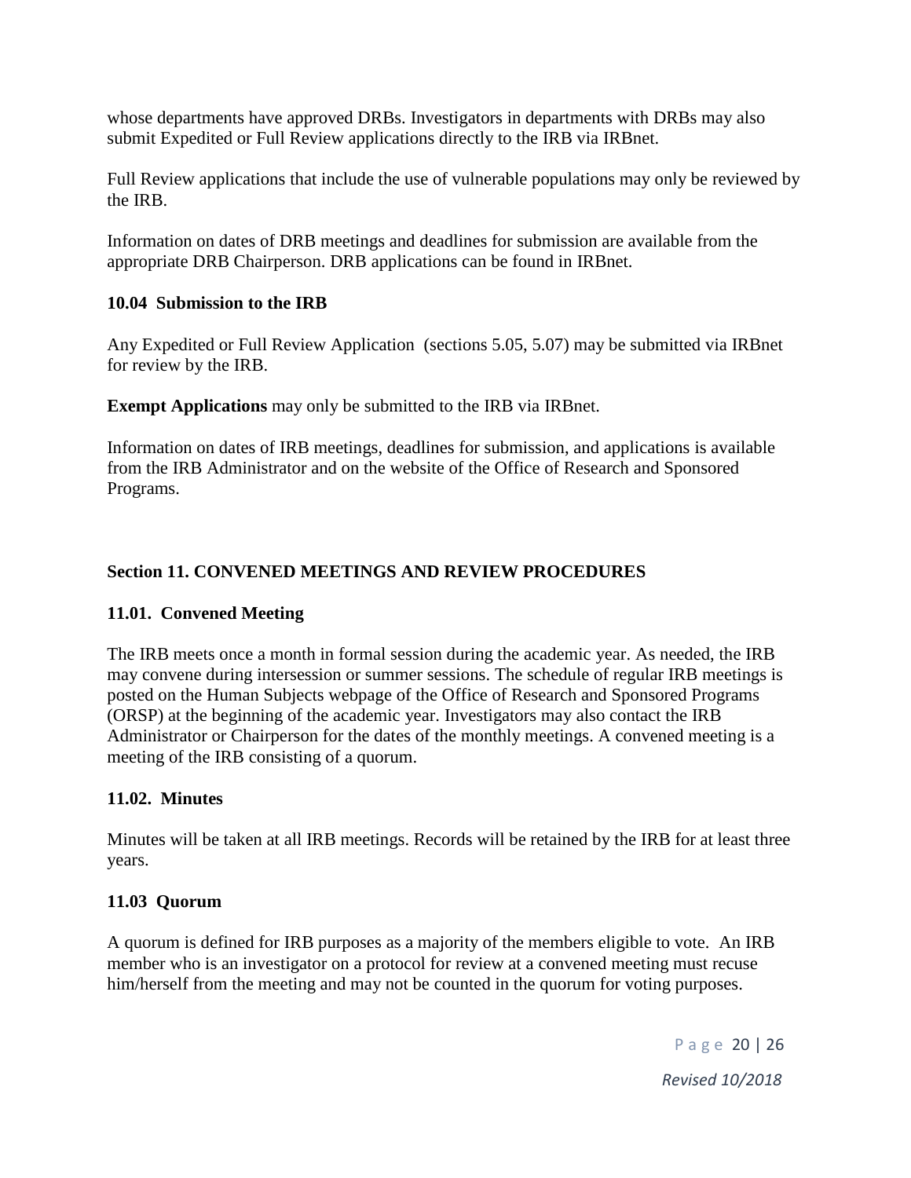whose departments have approved DRBs. Investigators in departments with DRBs may also submit Expedited or Full Review applications directly to the IRB via IRBnet.

Full Review applications that include the use of vulnerable populations may only be reviewed by the IRB.

Information on dates of DRB meetings and deadlines for submission are available from the appropriate DRB Chairperson. DRB applications can be found in IRBnet.

### 10.04 Submission to the IRB

Any Expedited or Full Review Application (sections 5.05, 5.07) may be submitted via IRBnet for review by the IRB.

**Exempt Applications** may only be submitted to the IRB via IRBnet.

Information on dates of IRB meetings, deadlines for submission, and applications is available from the IRB Administrator and on the website of the Office of Research and Sponsored Programs.

## Section 11. CONVENED MEETINGS AND REVIEW PROCEDURES

### 11.01. Convened Meeting

The IRB meets once a month in formal session during the academic year. As needed, the IRB may convene during intersession or summer sessions. The schedule of regular IRB meetings is posted on the Human Subjects webpage of the Office of Research and Sponsored Programs (ORSP) at the beginning of the academic year. Investigators may also contact the IRB Administrator or Chairperson for the dates of the monthly meetings. A convened meeting is a meeting of the IRB consisting of a quorum.

### 11.02. Minutes

Minutes will be taken at all IRB meetings. Records will be retained by the IRB for at least three years.

### 11.03 Quorum

A quorum is defined for IRB purposes as a majority of the members eligible to vote. An IRB member who is an investigator on a protocol for review at a convened meeting must recuse him/herself from the meeting and may not be counted in the quorum for voting purposes.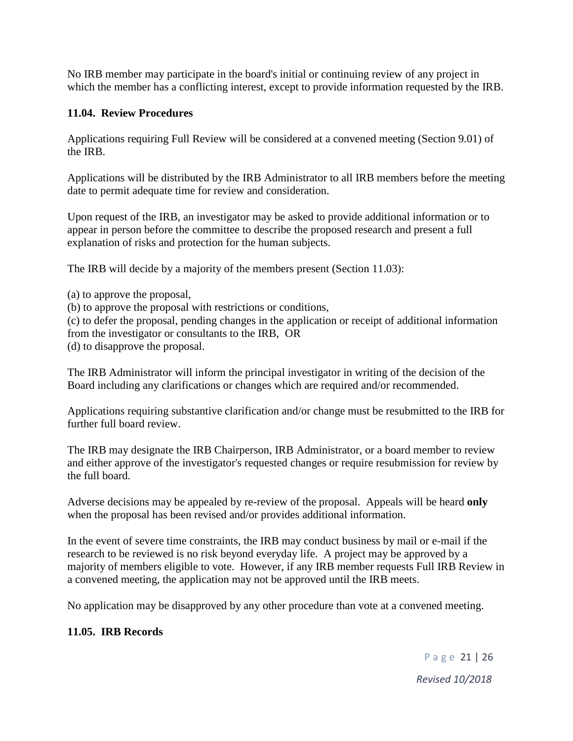No IRB member may participate in the board's initial or continuing review of any project in which the member has a conflicting interest, except to provide information requested by the IRB.

### 11.04. Review Procedures

Applications requiring Full Review will be considered at a convened meeting (Section 9.01) of the IRB.

Applications will be distributed by the IRB Administrator to all IRB members before the meeting date to permit adequate time for review and consideration.

Upon request of the IRB, an investigator may be asked to provide additional information or to appear in person before the committee to describe the proposed research and present a full explanation of risks and protection for the human subjects.

The IRB will decide by a majority of the members present (Section 11.03):

(a) to approve the proposal,
(b) to approve the proposal with restrictions or conditions,
(c) to defer the proposal, pending changes in the application or receipt of additional information from the investigator or consultants to the IRB, OR
(d) to disapprove the proposal.

The IRB Administrator will inform the principal investigator in writing of the decision of the Board including any clarifications or changes which are required and/or recommended.

Applications requiring substantive clarification and/or change must be resubmitted to the IRB for further full board review.

The IRB may designate the IRB Chairperson, IRB Administrator, or a board member to review and either approve of the investigator's requested changes or require resubmission for review by the full board.

Adverse decisions may be appealed by re-review of the proposal. Appeals will be heard **only** when the proposal has been revised and/or provides additional information.

In the event of severe time constraints, the IRB may conduct business by mail or e-mail if the research to be reviewed is no risk beyond everyday life. A project may be approved by a majority of members eligible to vote. However, if any IRB member requests Full IRB Review in a convened meeting, the application may not be approved until the IRB meets.

No application may be disapproved by any other procedure than vote at a convened meeting.

### 11.05. IRB Records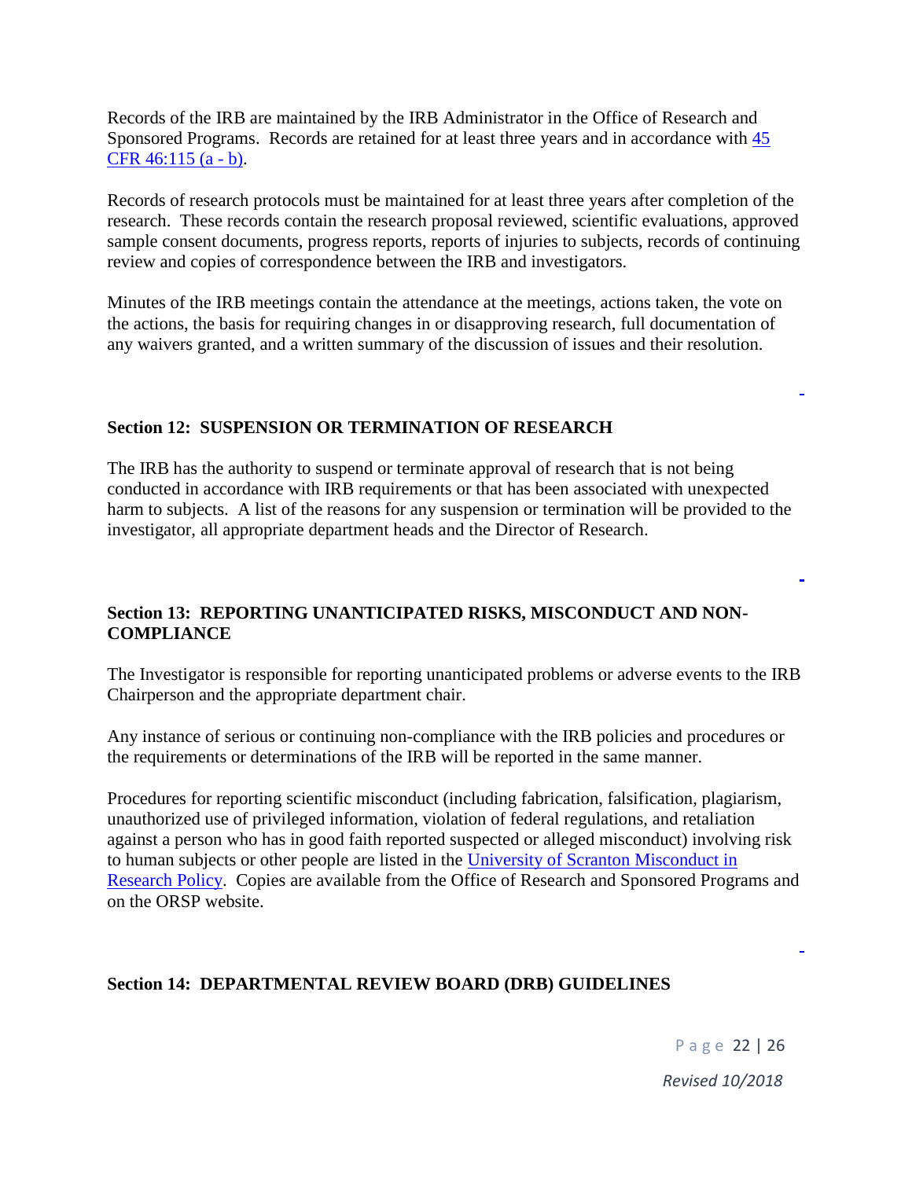Records of the IRB are maintained by the IRB Administrator in the Office of Research and Sponsored Programs. Records are retained for at least three years and in accordance with [45 CFR 46:115 (a - b)](#).

Records of research protocols must be maintained for at least three years after completion of the research. These records contain the research proposal reviewed, scientific evaluations, approved sample consent documents, progress reports, reports of injuries to subjects, records of continuing review and copies of correspondence between the IRB and investigators.

Minutes of the IRB meetings contain the attendance at the meetings, actions taken, the vote on the actions, the basis for requiring changes in or disapproving research, full documentation of any waivers granted, and a written summary of the discussion of issues and their resolution.

## Section 12: SUSPENSION OR TERMINATION OF RESEARCH

The IRB has the authority to suspend or terminate approval of research that is not being conducted in accordance with IRB requirements or that has been associated with unexpected harm to subjects. A list of the reasons for any suspension or termination will be provided to the investigator, all appropriate department heads and the Director of Research.

## Section 13: REPORTING UNANTICIPATED RISKS, MISCONDUCT AND NON-COMPLIANCE

The Investigator is responsible for reporting unanticipated problems or adverse events to the IRB Chairperson and the appropriate department chair.

Any instance of serious or continuing non-compliance with the IRB policies and procedures or the requirements or determinations of the IRB will be reported in the same manner.

Procedures for reporting scientific misconduct (including fabrication, falsification, plagiarism, unauthorized use of privileged information, violation of federal regulations, and retaliation against a person who has in good faith reported suspected or alleged misconduct) involving risk to human subjects or other people are listed in the [University of Scranton Misconduct in Research Policy](#). Copies are available from the Office of Research and Sponsored Programs and on the ORSP website.

## Section 14: DEPARTMENTAL REVIEW BOARD (DRB) GUIDELINES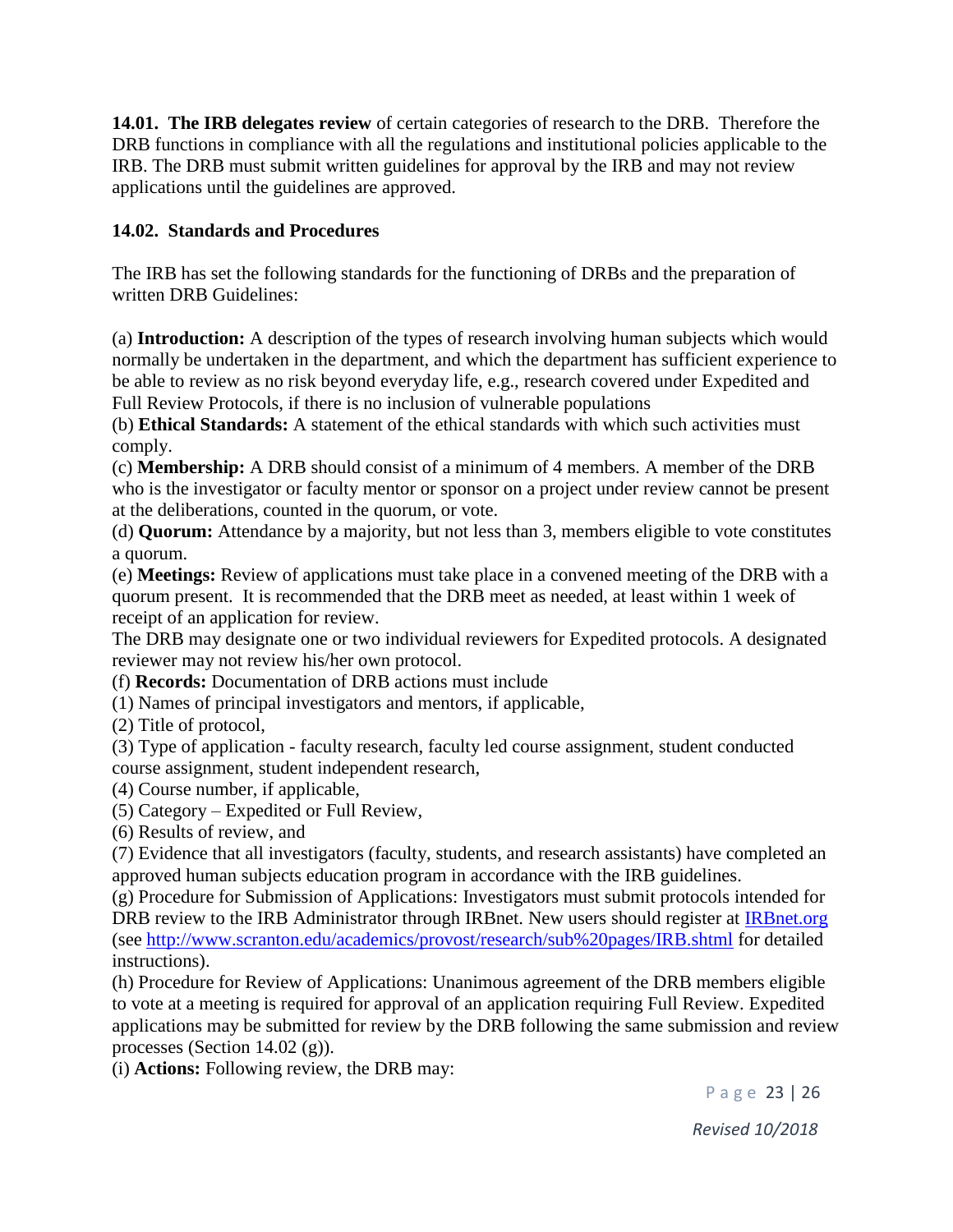**14.01. The IRB delegates review** of certain categories of research to the DRB. Therefore the DRB functions in compliance with all the regulations and institutional policies applicable to the IRB. The DRB must submit written guidelines for approval by the IRB and may not review applications until the guidelines are approved.

**14.02. Standards and Procedures**

The IRB has set the following standards for the functioning of DRBs and the preparation of written DRB Guidelines:

(a) **Introduction:** A description of the types of research involving human subjects which would normally be undertaken in the department, and which the department has sufficient experience to be able to review as no risk beyond everyday life, e.g., research covered under Expedited and Full Review Protocols, if there is no inclusion of vulnerable populations
(b) **Ethical Standards:** A statement of the ethical standards with which such activities must comply.
(c) **Membership:** A DRB should consist of a minimum of 4 members. A member of the DRB who is the investigator or faculty mentor or sponsor on a project under review cannot be present at the deliberations, counted in the quorum, or vote.
(d) **Quorum:** Attendance by a majority, but not less than 3, members eligible to vote constitutes a quorum.
(e) **Meetings:** Review of applications must take place in a convened meeting of the DRB with a quorum present. It is recommended that the DRB meet as needed, at least within 1 week of receipt of an application for review.
The DRB may designate one or two individual reviewers for Expedited protocols. A designated reviewer may not review his/her own protocol.
(f) **Records:** Documentation of DRB actions must include
(1) Names of principal investigators and mentors, if applicable,
(2) Title of protocol,
(3) Type of application - faculty research, faculty led course assignment, student conducted course assignment, student independent research,
(4) Course number, if applicable,
(5) Category – Expedited or Full Review,
(6) Results of review, and
(7) Evidence that all investigators (faculty, students, and research assistants) have completed an approved human subjects education program in accordance with the IRB guidelines.
(g) Procedure for Submission of Applications: Investigators must submit protocols intended for DRB review to the IRB Administrator through IRBnet. New users should register at [IRBnet.org](IRBnet.org) (see [http://www.scranton.edu/academics/provost/research/sub%20pages/IRB.shtml](http://www.scranton.edu/academics/provost/research/sub%20pages/IRB.shtml) for detailed instructions).
(h) Procedure for Review of Applications: Unanimous agreement of the DRB members eligible to vote at a meeting is required for approval of an application requiring Full Review. Expedited applications may be submitted for review by the DRB following the same submission and review processes (Section 14.02 (g)).
(i) **Actions:** Following review, the DRB may: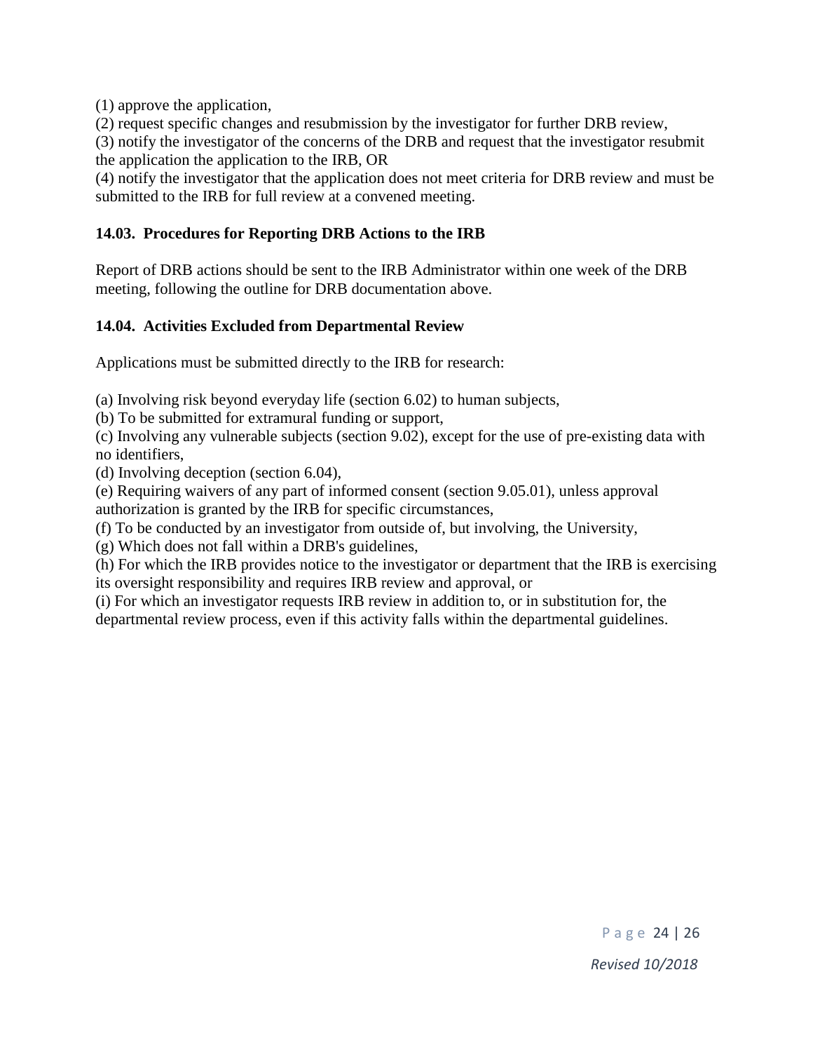(1) approve the application,
(2) request specific changes and resubmission by the investigator for further DRB review,
(3) notify the investigator of the concerns of the DRB and request that the investigator resubmit the application the application to the IRB, OR
(4) notify the investigator that the application does not meet criteria for DRB review and must be submitted to the IRB for full review at a convened meeting.

### 14.03. Procedures for Reporting DRB Actions to the IRB

Report of DRB actions should be sent to the IRB Administrator within one week of the DRB meeting, following the outline for DRB documentation above.

### 14.04. Activities Excluded from Departmental Review

Applications must be submitted directly to the IRB for research:

(a) Involving risk beyond everyday life (section 6.02) to human subjects,
(b) To be submitted for extramural funding or support,
(c) Involving any vulnerable subjects (section 9.02), except for the use of pre-existing data with no identifiers,
(d) Involving deception (section 6.04),
(e) Requiring waivers of any part of informed consent (section 9.05.01), unless approval authorization is granted by the IRB for specific circumstances,
(f) To be conducted by an investigator from outside of, but involving, the University,
(g) Which does not fall within a DRB's guidelines,
(h) For which the IRB provides notice to the investigator or department that the IRB is exercising its oversight responsibility and requires IRB review and approval, or
(i) For which an investigator requests IRB review in addition to, or in substitution for, the departmental review process, even if this activity falls within the departmental guidelines.